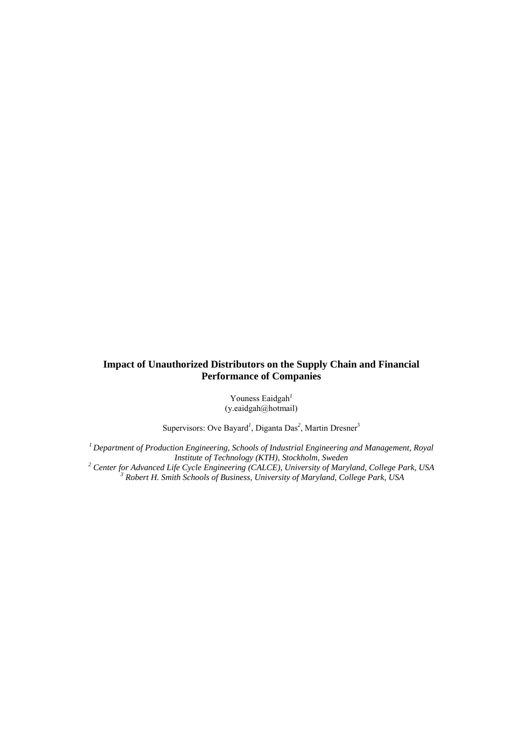# Impact of Unauthorized Distributors on the Supply Chain and Financial Performance of Companies

Youness Eaidgah[1]
(y.eaidgah@hotmail)

Supervisors: Ove Bayard[1], Diganta Das[2], Martin Dresner[3]

*[1] Department of Production Engineering, Schools of Industrial Engineering and Management, Royal Institute of Technology (KTH), Stockholm, Sweden*
*[2] Center for Advanced Life Cycle Engineering (CALCE), University of Maryland, College Park, USA*
*[3] Robert H. Smith Schools of Business, University of Maryland, College Park, USA*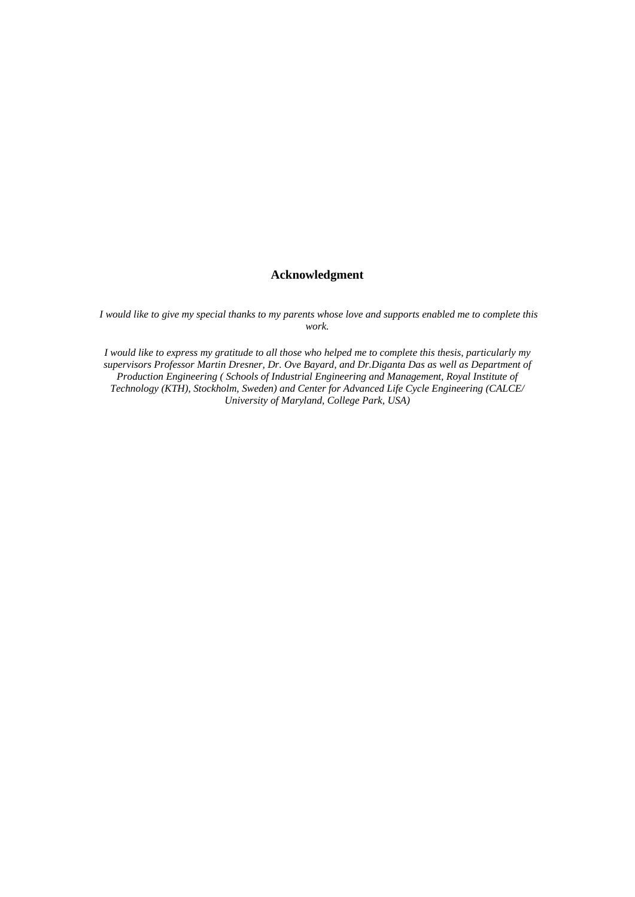## Acknowledgment

*I would like to give my special thanks to my parents whose love and supports enabled me to complete this work.*

*I would like to express my gratitude to all those who helped me to complete this thesis, particularly my supervisors Professor Martin Dresner, Dr. Ove Bayard, and Dr.Diganta Das as well as Department of Production Engineering ( Schools of Industrial Engineering and Management, Royal Institute of Technology (KTH), Stockholm, Sweden) and Center for Advanced Life Cycle Engineering (CALCE/ University of Maryland, College Park, USA)*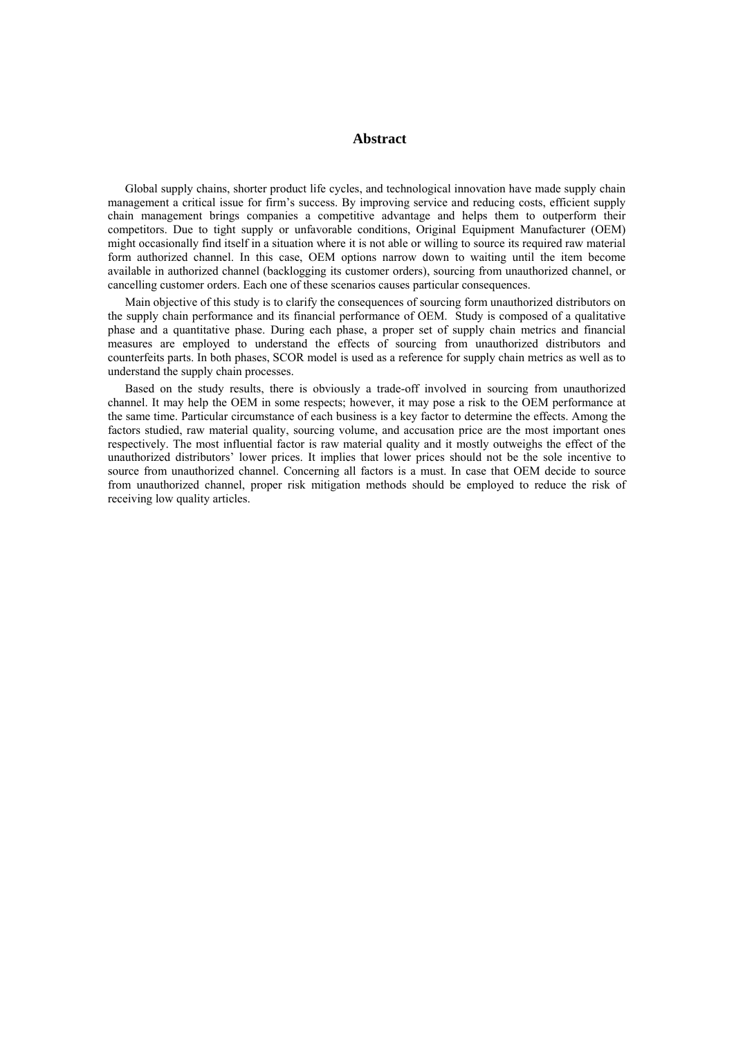# Abstract

Global supply chains, shorter product life cycles, and technological innovation have made supply chain management a critical issue for firm's success. By improving service and reducing costs, efficient supply chain management brings companies a competitive advantage and helps them to outperform their competitors. Due to tight supply or unfavorable conditions, Original Equipment Manufacturer (OEM) might occasionally find itself in a situation where it is not able or willing to source its required raw material form authorized channel. In this case, OEM options narrow down to waiting until the item become available in authorized channel (backlogging its customer orders), sourcing from unauthorized channel, or cancelling customer orders. Each one of these scenarios causes particular consequences.

Main objective of this study is to clarify the consequences of sourcing form unauthorized distributors on the supply chain performance and its financial performance of OEM. Study is composed of a qualitative phase and a quantitative phase. During each phase, a proper set of supply chain metrics and financial measures are employed to understand the effects of sourcing from unauthorized distributors and counterfeits parts. In both phases, SCOR model is used as a reference for supply chain metrics as well as to understand the supply chain processes.

Based on the study results, there is obviously a trade-off involved in sourcing from unauthorized channel. It may help the OEM in some respects; however, it may pose a risk to the OEM performance at the same time. Particular circumstance of each business is a key factor to determine the effects. Among the factors studied, raw material quality, sourcing volume, and accusation price are the most important ones respectively. The most influential factor is raw material quality and it mostly outweighs the effect of the unauthorized distributors' lower prices. It implies that lower prices should not be the sole incentive to source from unauthorized channel. Concerning all factors is a must. In case that OEM decide to source from unauthorized channel, proper risk mitigation methods should be employed to reduce the risk of receiving low quality articles.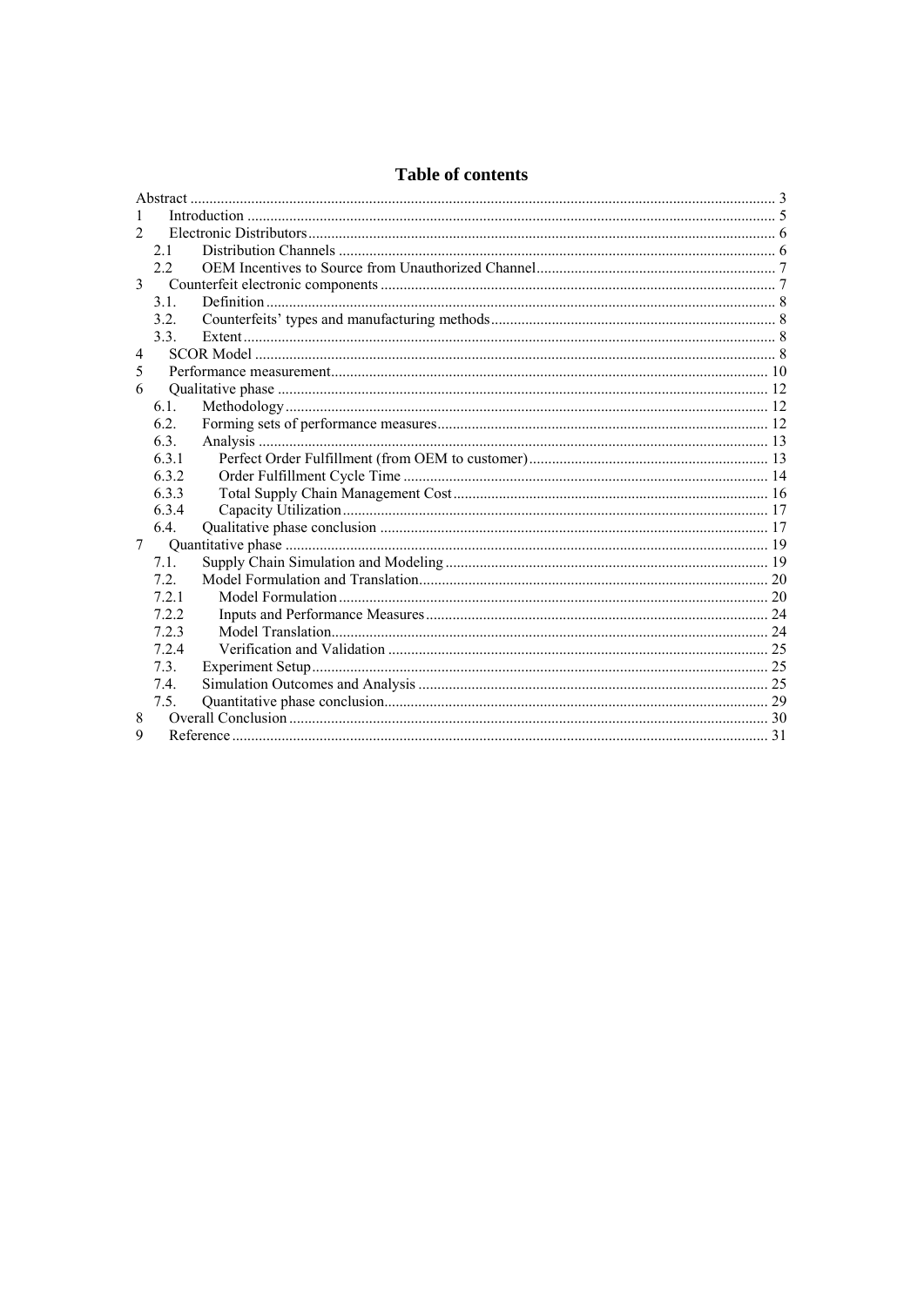# Table of contents

Abstract ........................................................................................................................................ 3
1 Introduction ............................................................................................................................ 5
2 Electronic Distributors ........................................................................................................... 6
 2.1 Distribution Channels ....................................................................................................... 6
 2.2 OEM Incentives to Source from Unauthorized Channel .................................................. 7
3 Counterfeit electronic components ......................................................................................... 7
 3.1. Definition ........................................................................................................................ 8
 3.2. Counterfeits' types and manufacturing methods ............................................................. 8
 3.3. Extent ............................................................................................................................... 8
4 SCOR Model .......................................................................................................................... 8
5 Performance measurement .................................................................................................... 10
6 Qualitative phase .................................................................................................................. 12
 6.1. Methodology .................................................................................................................. 12
 6.2. Forming sets of performance measures ......................................................................... 12
 6.3. Analysis ......................................................................................................................... 13
 6.3.1 Perfect Order Fulfillment (from OEM to customer) ................................................. 13
 6.3.2 Order Fulfillment Cycle Time .................................................................................. 14
 6.3.3 Total Supply Chain Management Cost ..................................................................... 16
 6.3.4 Capacity Utilization .................................................................................................. 17
 6.4. Qualitative phase conclusion ......................................................................................... 17
7 Quantitative phase ................................................................................................................ 19
 7.1. Supply Chain Simulation and Modeling ........................................................................ 19
 7.2. Model Formulation and Translation ............................................................................... 20
 7.2.1 Model Formulation ................................................................................................... 20
 7.2.2 Inputs and Performance Measures ............................................................................ 24
 7.2.3 Model Translation ..................................................................................................... 24
 7.2.4 Verification and Validation ...................................................................................... 25
 7.3. Experiment Setup ........................................................................................................... 25
 7.4. Simulation Outcomes and Analysis ............................................................................... 25
 7.5. Quantitative phase conclusion ....................................................................................... 29
8 Overall Conclusion ............................................................................................................... 30
9 Reference .............................................................................................................................. 31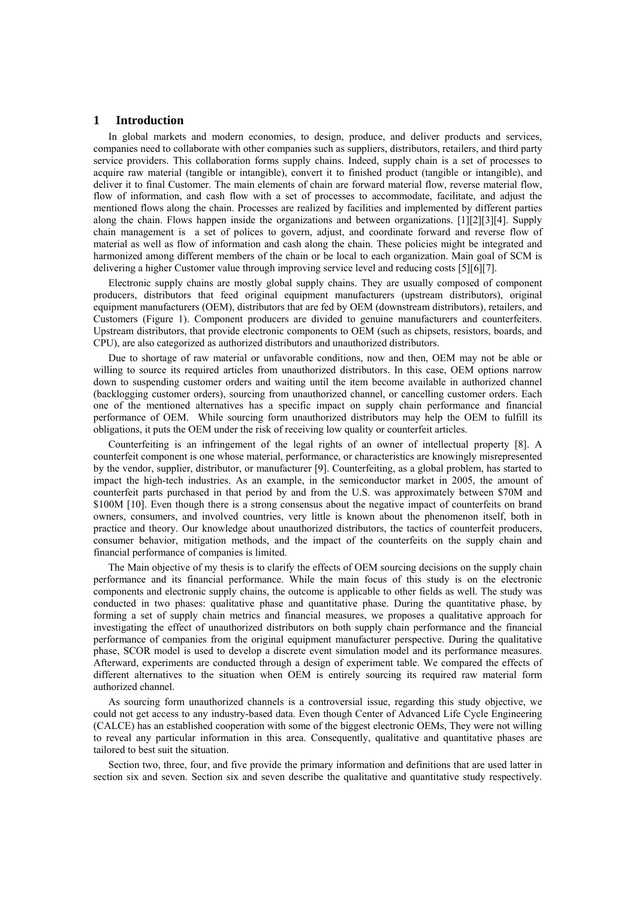## 1 Introduction

In global markets and modern economies, to design, produce, and deliver products and services, companies need to collaborate with other companies such as suppliers, distributors, retailers, and third party service providers. This collaboration forms supply chains. Indeed, supply chain is a set of processes to acquire raw material (tangible or intangible), convert it to finished product (tangible or intangible), and deliver it to final Customer. The main elements of chain are forward material flow, reverse material flow, flow of information, and cash flow with a set of processes to accommodate, facilitate, and adjust the mentioned flows along the chain. Processes are realized by facilities and implemented by different parties along the chain. Flows happen inside the organizations and between organizations. [1][2][3][4]. Supply chain management is a set of polices to govern, adjust, and coordinate forward and reverse flow of material as well as flow of information and cash along the chain. These policies might be integrated and harmonized among different members of the chain or be local to each organization. Main goal of SCM is delivering a higher Customer value through improving service level and reducing costs [5][6][7].

Electronic supply chains are mostly global supply chains. They are usually composed of component producers, distributors that feed original equipment manufacturers (upstream distributors), original equipment manufacturers (OEM), distributors that are fed by OEM (downstream distributors), retailers, and Customers (Figure 1). Component producers are divided to genuine manufacturers and counterfeiters. Upstream distributors, that provide electronic components to OEM (such as chipsets, resistors, boards, and CPU), are also categorized as authorized distributors and unauthorized distributors.

Due to shortage of raw material or unfavorable conditions, now and then, OEM may not be able or willing to source its required articles from unauthorized distributors. In this case, OEM options narrow down to suspending customer orders and waiting until the item become available in authorized channel (backlogging customer orders), sourcing from unauthorized channel, or cancelling customer orders. Each one of the mentioned alternatives has a specific impact on supply chain performance and financial performance of OEM. While sourcing form unauthorized distributors may help the OEM to fulfill its obligations, it puts the OEM under the risk of receiving low quality or counterfeit articles.

Counterfeiting is an infringement of the legal rights of an owner of intellectual property [8]. A counterfeit component is one whose material, performance, or characteristics are knowingly misrepresented by the vendor, supplier, distributor, or manufacturer [9]. Counterfeiting, as a global problem, has started to impact the high-tech industries. As an example, in the semiconductor market in 2005, the amount of counterfeit parts purchased in that period by and from the U.S. was approximately between \$70M and \$100M [10]. Even though there is a strong consensus about the negative impact of counterfeits on brand owners, consumers, and involved countries, very little is known about the phenomenon itself, both in practice and theory. Our knowledge about unauthorized distributors, the tactics of counterfeit producers, consumer behavior, mitigation methods, and the impact of the counterfeits on the supply chain and financial performance of companies is limited.

The Main objective of my thesis is to clarify the effects of OEM sourcing decisions on the supply chain performance and its financial performance. While the main focus of this study is on the electronic components and electronic supply chains, the outcome is applicable to other fields as well. The study was conducted in two phases: qualitative phase and quantitative phase. During the quantitative phase, by forming a set of supply chain metrics and financial measures, we proposes a qualitative approach for investigating the effect of unauthorized distributors on both supply chain performance and the financial performance of companies from the original equipment manufacturer perspective. During the qualitative phase, SCOR model is used to develop a discrete event simulation model and its performance measures. Afterward, experiments are conducted through a design of experiment table. We compared the effects of different alternatives to the situation when OEM is entirely sourcing its required raw material form authorized channel.

As sourcing form unauthorized channels is a controversial issue, regarding this study objective, we could not get access to any industry-based data. Even though Center of Advanced Life Cycle Engineering (CALCE) has an established cooperation with some of the biggest electronic OEMs, They were not willing to reveal any particular information in this area. Consequently, qualitative and quantitative phases are tailored to best suit the situation.

Section two, three, four, and five provide the primary information and definitions that are used latter in section six and seven. Section six and seven describe the qualitative and quantitative study respectively.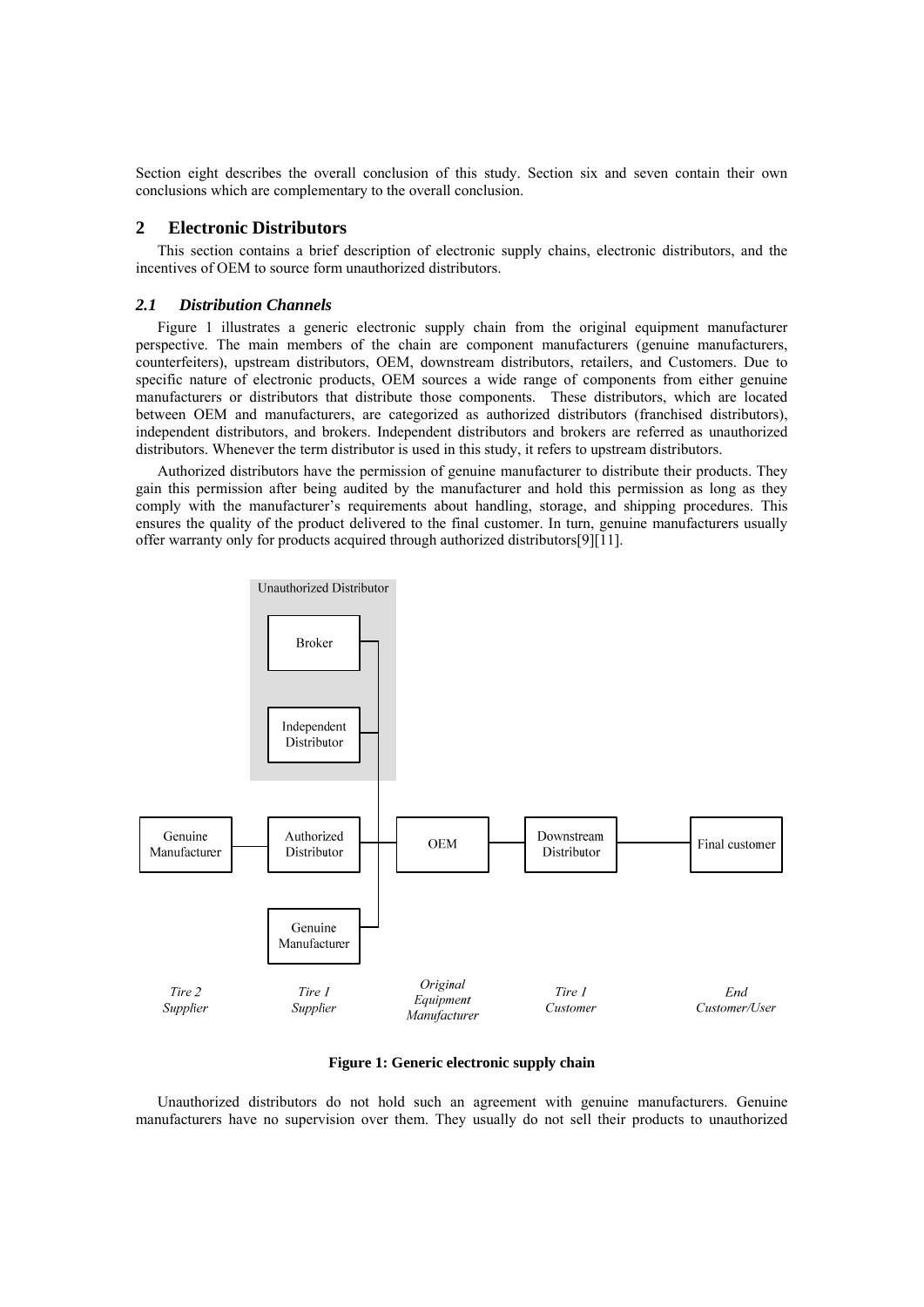Section eight describes the overall conclusion of this study. Section six and seven contain their own conclusions which are complementary to the overall conclusion.

## 2 Electronic Distributors

This section contains a brief description of electronic supply chains, electronic distributors, and the incentives of OEM to source form unauthorized distributors.

### *2.1 Distribution Channels*

Figure 1 illustrates a generic electronic supply chain from the original equipment manufacturer perspective. The main members of the chain are component manufacturers (genuine manufacturers, counterfeiters), upstream distributors, OEM, downstream distributors, retailers, and Customers. Due to specific nature of electronic products, OEM sources a wide range of components from either genuine manufacturers or distributors that distribute those components. These distributors, which are located between OEM and manufacturers, are categorized as authorized distributors (franchised distributors), independent distributors, and brokers. Independent distributors and brokers are referred as unauthorized distributors. Whenever the term distributor is used in this study, it refers to upstream distributors.

Authorized distributors have the permission of genuine manufacturer to distribute their products. They gain this permission after being audited by the manufacturer and hold this permission as long as they comply with the manufacturer's requirements about handling, storage, and shipping procedures. This ensures the quality of the product delivered to the final customer. In turn, genuine manufacturers usually offer warranty only for products acquired through authorized distributors[9][11].

**Figure 1: Generic electronic supply chain**

Unauthorized distributors do not hold such an agreement with genuine manufacturers. Genuine manufacturers have no supervision over them. They usually do not sell their products to unauthorized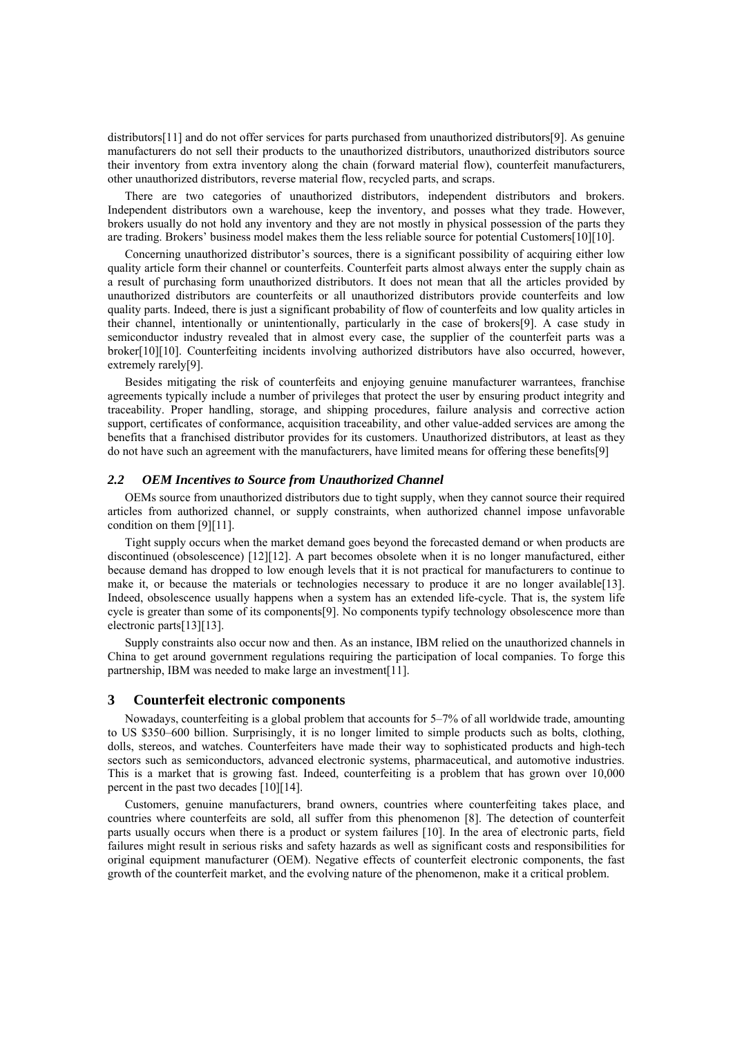distributors[11] and do not offer services for parts purchased from unauthorized distributors[9]. As genuine manufacturers do not sell their products to the unauthorized distributors, unauthorized distributors source their inventory from extra inventory along the chain (forward material flow), counterfeit manufacturers, other unauthorized distributors, reverse material flow, recycled parts, and scraps.

There are two categories of unauthorized distributors, independent distributors and brokers. Independent distributors own a warehouse, keep the inventory, and posses what they trade. However, brokers usually do not hold any inventory and they are not mostly in physical possession of the parts they are trading. Brokers' business model makes them the less reliable source for potential Customers[10][10].

Concerning unauthorized distributor's sources, there is a significant possibility of acquiring either low quality article form their channel or counterfeits. Counterfeit parts almost always enter the supply chain as a result of purchasing form unauthorized distributors. It does not mean that all the articles provided by unauthorized distributors are counterfeits or all unauthorized distributors provide counterfeits and low quality parts. Indeed, there is just a significant probability of flow of counterfeits and low quality articles in their channel, intentionally or unintentionally, particularly in the case of brokers[9]. A case study in semiconductor industry revealed that in almost every case, the supplier of the counterfeit parts was a broker[10][10]. Counterfeiting incidents involving authorized distributors have also occurred, however, extremely rarely[9].

Besides mitigating the risk of counterfeits and enjoying genuine manufacturer warrantees, franchise agreements typically include a number of privileges that protect the user by ensuring product integrity and traceability. Proper handling, storage, and shipping procedures, failure analysis and corrective action support, certificates of conformance, acquisition traceability, and other value-added services are among the benefits that a franchised distributor provides for its customers. Unauthorized distributors, at least as they do not have such an agreement with the manufacturers, have limited means for offering these benefits[9]

### *2.2 OEM Incentives to Source from Unauthorized Channel*

OEMs source from unauthorized distributors due to tight supply, when they cannot source their required articles from authorized channel, or supply constraints, when authorized channel impose unfavorable condition on them [9][11].

Tight supply occurs when the market demand goes beyond the forecasted demand or when products are discontinued (obsolescence) [12][12]. A part becomes obsolete when it is no longer manufactured, either because demand has dropped to low enough levels that it is not practical for manufacturers to continue to make it, or because the materials or technologies necessary to produce it are no longer available[13]. Indeed, obsolescence usually happens when a system has an extended life-cycle. That is, the system life cycle is greater than some of its components[9]. No components typify technology obsolescence more than electronic parts[13][13].

Supply constraints also occur now and then. As an instance, IBM relied on the unauthorized channels in China to get around government regulations requiring the participation of local companies. To forge this partnership, IBM was needed to make large an investment[11].

## 3 Counterfeit electronic components

Nowadays, counterfeiting is a global problem that accounts for 5–7% of all worldwide trade, amounting to US \$350–600 billion. Surprisingly, it is no longer limited to simple products such as bolts, clothing, dolls, stereos, and watches. Counterfeiters have made their way to sophisticated products and high-tech sectors such as semiconductors, advanced electronic systems, pharmaceutical, and automotive industries. This is a market that is growing fast. Indeed, counterfeiting is a problem that has grown over 10,000 percent in the past two decades [10][14].

Customers, genuine manufacturers, brand owners, countries where counterfeiting takes place, and countries where counterfeits are sold, all suffer from this phenomenon [8]. The detection of counterfeit parts usually occurs when there is a product or system failures [10]. In the area of electronic parts, field failures might result in serious risks and safety hazards as well as significant costs and responsibilities for original equipment manufacturer (OEM). Negative effects of counterfeit electronic components, the fast growth of the counterfeit market, and the evolving nature of the phenomenon, make it a critical problem.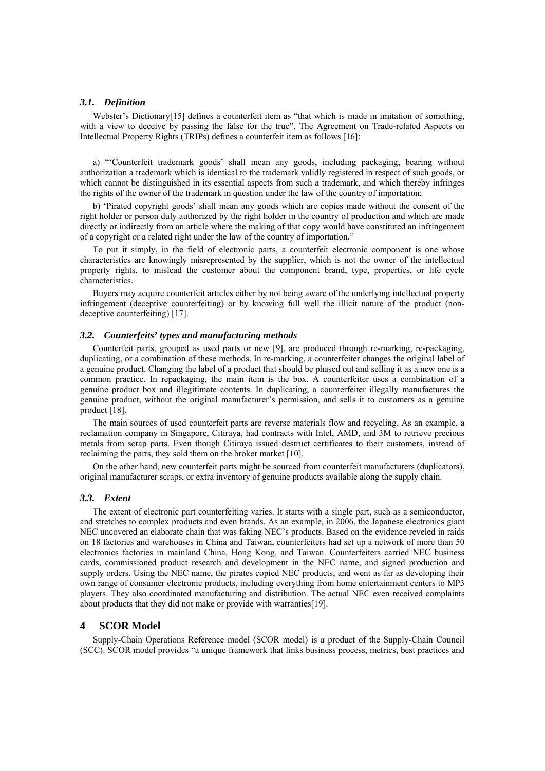### *3.1. Definition*

Webster's Dictionary[15] defines a counterfeit item as "that which is made in imitation of something, with a view to deceive by passing the false for the true". The Agreement on Trade-related Aspects on Intellectual Property Rights (TRIPs) defines a counterfeit item as follows [16]:

a) "'Counterfeit trademark goods' shall mean any goods, including packaging, bearing without authorization a trademark which is identical to the trademark validly registered in respect of such goods, or which cannot be distinguished in its essential aspects from such a trademark, and which thereby infringes the rights of the owner of the trademark in question under the law of the country of importation;

b) 'Pirated copyright goods' shall mean any goods which are copies made without the consent of the right holder or person duly authorized by the right holder in the country of production and which are made directly or indirectly from an article where the making of that copy would have constituted an infringement of a copyright or a related right under the law of the country of importation."

To put it simply, in the field of electronic parts, a counterfeit electronic component is one whose characteristics are knowingly misrepresented by the supplier, which is not the owner of the intellectual property rights, to mislead the customer about the component brand, type, properties, or life cycle characteristics.

Buyers may acquire counterfeit articles either by not being aware of the underlying intellectual property infringement (deceptive counterfeiting) or by knowing full well the illicit nature of the product (non-deceptive counterfeiting) [17].

### *3.2. Counterfeits' types and manufacturing methods*

Counterfeit parts, grouped as used parts or new [9], are produced through re-marking, re-packaging, duplicating, or a combination of these methods. In re-marking, a counterfeiter changes the original label of a genuine product. Changing the label of a product that should be phased out and selling it as a new one is a common practice. In repackaging, the main item is the box. A counterfeiter uses a combination of a genuine product box and illegitimate contents. In duplicating, a counterfeiter illegally manufactures the genuine product, without the original manufacturer's permission, and sells it to customers as a genuine product [18].

The main sources of used counterfeit parts are reverse materials flow and recycling. As an example, a reclamation company in Singapore, Citiraya, had contracts with Intel, AMD, and 3M to retrieve precious metals from scrap parts. Even though Citiraya issued destruct certificates to their customers, instead of reclaiming the parts, they sold them on the broker market [10].

On the other hand, new counterfeit parts might be sourced from counterfeit manufacturers (duplicators), original manufacturer scraps, or extra inventory of genuine products available along the supply chain.

### *3.3. Extent*

The extent of electronic part counterfeiting varies. It starts with a single part, such as a semiconductor, and stretches to complex products and even brands. As an example, in 2006, the Japanese electronics giant NEC uncovered an elaborate chain that was faking NEC's products. Based on the evidence reveled in raids on 18 factories and warehouses in China and Taiwan, counterfeiters had set up a network of more than 50 electronics factories in mainland China, Hong Kong, and Taiwan. Counterfeiters carried NEC business cards, commissioned product research and development in the NEC name, and signed production and supply orders. Using the NEC name, the pirates copied NEC products, and went as far as developing their own range of consumer electronic products, including everything from home entertainment centers to MP3 players. They also coordinated manufacturing and distribution. The actual NEC even received complaints about products that they did not make or provide with warranties[19].

## 4 SCOR Model

Supply-Chain Operations Reference model (SCOR model) is a product of the Supply-Chain Council (SCC). SCOR model provides "a unique framework that links business process, metrics, best practices and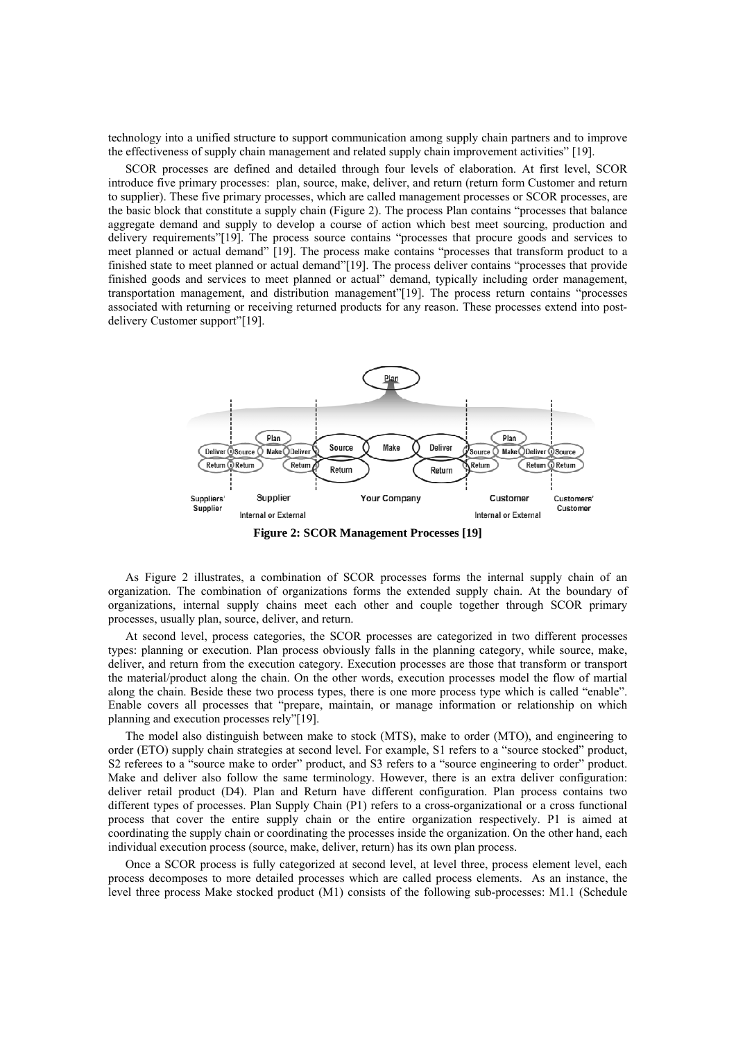technology into a unified structure to support communication among supply chain partners and to improve the effectiveness of supply chain management and related supply chain improvement activities" [19].

SCOR processes are defined and detailed through four levels of elaboration. At first level, SCOR introduce five primary processes: plan, source, make, deliver, and return (return form Customer and return to supplier). These five primary processes, which are called management processes or SCOR processes, are the basic block that constitute a supply chain (Figure 2). The process Plan contains "processes that balance aggregate demand and supply to develop a course of action which best meet sourcing, production and delivery requirements"[19]. The process source contains "processes that procure goods and services to meet planned or actual demand" [19]. The process make contains "processes that transform product to a finished state to meet planned or actual demand"[19]. The process deliver contains "processes that provide finished goods and services to meet planned or actual" demand, typically including order management, transportation management, and distribution management"[19]. The process return contains "processes associated with returning or receiving returned products for any reason. These processes extend into post-delivery Customer support"[19].

**Figure 2: SCOR Management Processes [19]**

As Figure 2 illustrates, a combination of SCOR processes forms the internal supply chain of an organization. The combination of organizations forms the extended supply chain. At the boundary of organizations, internal supply chains meet each other and couple together through SCOR primary processes, usually plan, source, deliver, and return.

At second level, process categories, the SCOR processes are categorized in two different processes types: planning or execution. Plan process obviously falls in the planning category, while source, make, deliver, and return from the execution category. Execution processes are those that transform or transport the material/product along the chain. On the other words, execution processes model the flow of martial along the chain. Beside these two process types, there is one more process type which is called "enable". Enable covers all processes that "prepare, maintain, or manage information or relationship on which planning and execution processes rely"[19].

The model also distinguish between make to stock (MTS), make to order (MTO), and engineering to order (ETO) supply chain strategies at second level. For example, S1 refers to a "source stocked" product, S2 referees to a "source make to order" product, and S3 refers to a "source engineering to order" product. Make and deliver also follow the same terminology. However, there is an extra deliver configuration: deliver retail product (D4). Plan and Return have different configuration. Plan process contains two different types of processes. Plan Supply Chain (P1) refers to a cross-organizational or a cross functional process that cover the entire supply chain or the entire organization respectively. P1 is aimed at coordinating the supply chain or coordinating the processes inside the organization. On the other hand, each individual execution process (source, make, deliver, return) has its own plan process.

Once a SCOR process is fully categorized at second level, at level three, process element level, each process decomposes to more detailed processes which are called process elements. As an instance, the level three process Make stocked product (M1) consists of the following sub-processes: M1.1 (Schedule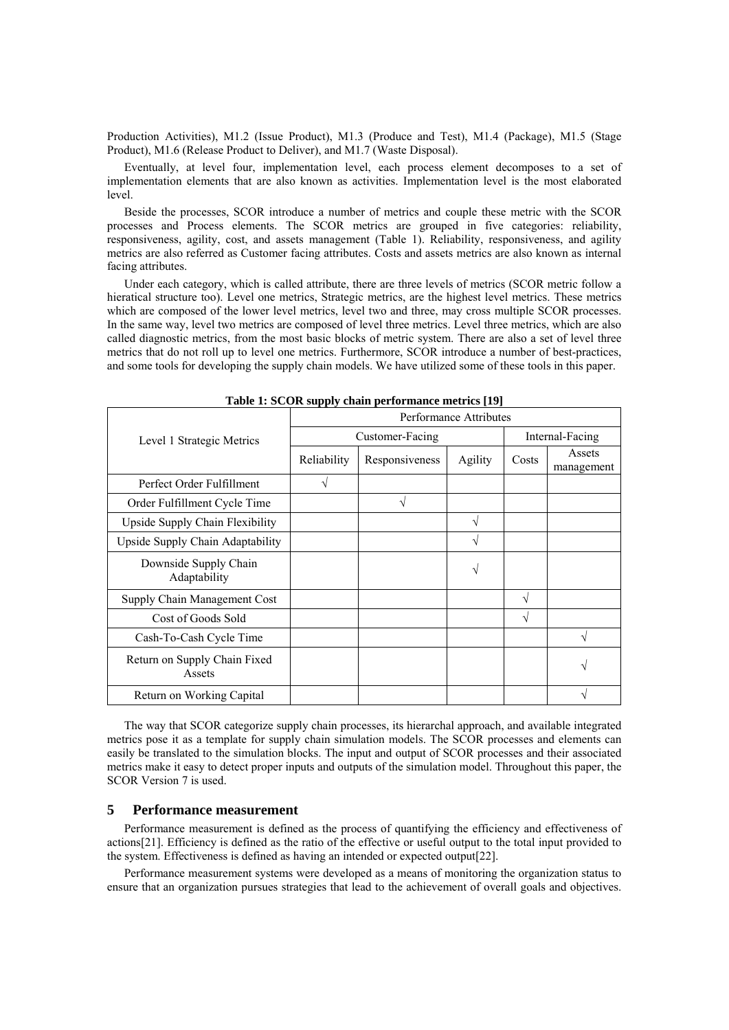Production Activities), M1.2 (Issue Product), M1.3 (Produce and Test), M1.4 (Package), M1.5 (Stage Product), M1.6 (Release Product to Deliver), and M1.7 (Waste Disposal).

Eventually, at level four, implementation level, each process element decomposes to a set of implementation elements that are also known as activities. Implementation level is the most elaborated level.

Beside the processes, SCOR introduce a number of metrics and couple these metric with the SCOR processes and Process elements. The SCOR metrics are grouped in five categories: reliability, responsiveness, agility, cost, and assets management (Table 1). Reliability, responsiveness, and agility metrics are also referred as Customer facing attributes. Costs and assets metrics are also known as internal facing attributes.

Under each category, which is called attribute, there are three levels of metrics (SCOR metric follow a hieratical structure too). Level one metrics, Strategic metrics, are the highest level metrics. These metrics which are composed of the lower level metrics, level two and three, may cross multiple SCOR processes. In the same way, level two metrics are composed of level three metrics. Level three metrics, which are also called diagnostic metrics, from the most basic blocks of metric system. There are also a set of level three metrics that do not roll up to level one metrics. Furthermore, SCOR introduce a number of best-practices, and some tools for developing the supply chain models. We have utilized some of these tools in this paper.

**Table 1: SCOR supply chain performance metrics [19]**

| Level 1 Strategic Metrics | Performance Attributes | | | | |
|---|---|---|---|---|---|
| | Customer-Facing | | | Internal-Facing | |
| | Reliability | Responsiveness | Agility | Costs | Assets management |
| Perfect Order Fulfillment | √ | | | | |
| Order Fulfillment Cycle Time | | √ | | | |
| Upside Supply Chain Flexibility | | | √ | | |
| Upside Supply Chain Adaptability | | | √ | | |
| Downside Supply Chain Adaptability | | | √ | | |
| Supply Chain Management Cost | | | | √ | |
| Cost of Goods Sold | | | | √ | |
| Cash-To-Cash Cycle Time | | | | | √ |
| Return on Supply Chain Fixed Assets | | | | | √ |
| Return on Working Capital | | | | | √ |

The way that SCOR categorize supply chain processes, its hierarchal approach, and available integrated metrics pose it as a template for supply chain simulation models. The SCOR processes and elements can easily be translated to the simulation blocks. The input and output of SCOR processes and their associated metrics make it easy to detect proper inputs and outputs of the simulation model. Throughout this paper, the SCOR Version 7 is used.

## 5 Performance measurement

Performance measurement is defined as the process of quantifying the efficiency and effectiveness of actions[21]. Efficiency is defined as the ratio of the effective or useful output to the total input provided to the system. Effectiveness is defined as having an intended or expected output[22].

Performance measurement systems were developed as a means of monitoring the organization status to ensure that an organization pursues strategies that lead to the achievement of overall goals and objectives.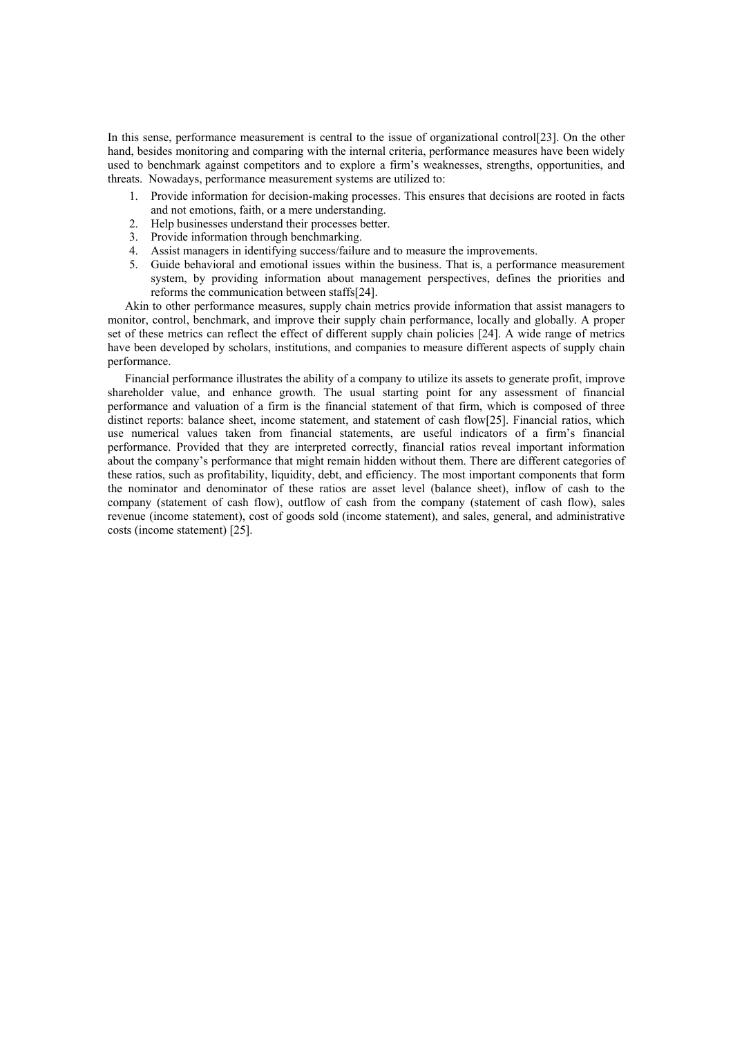In this sense, performance measurement is central to the issue of organizational control[23]. On the other hand, besides monitoring and comparing with the internal criteria, performance measures have been widely used to benchmark against competitors and to explore a firm's weaknesses, strengths, opportunities, and threats. Nowadays, performance measurement systems are utilized to:

1. Provide information for decision-making processes. This ensures that decisions are rooted in facts and not emotions, faith, or a mere understanding.
2. Help businesses understand their processes better.
3. Provide information through benchmarking.
4. Assist managers in identifying success/failure and to measure the improvements.
5. Guide behavioral and emotional issues within the business. That is, a performance measurement system, by providing information about management perspectives, defines the priorities and reforms the communication between staffs[24].

Akin to other performance measures, supply chain metrics provide information that assist managers to monitor, control, benchmark, and improve their supply chain performance, locally and globally. A proper set of these metrics can reflect the effect of different supply chain policies [24]. A wide range of metrics have been developed by scholars, institutions, and companies to measure different aspects of supply chain performance.

Financial performance illustrates the ability of a company to utilize its assets to generate profit, improve shareholder value, and enhance growth. The usual starting point for any assessment of financial performance and valuation of a firm is the financial statement of that firm, which is composed of three distinct reports: balance sheet, income statement, and statement of cash flow[25]. Financial ratios, which use numerical values taken from financial statements, are useful indicators of a firm's financial performance. Provided that they are interpreted correctly, financial ratios reveal important information about the company's performance that might remain hidden without them. There are different categories of these ratios, such as profitability, liquidity, debt, and efficiency. The most important components that form the nominator and denominator of these ratios are asset level (balance sheet), inflow of cash to the company (statement of cash flow), outflow of cash from the company (statement of cash flow), sales revenue (income statement), cost of goods sold (income statement), and sales, general, and administrative costs (income statement) [25].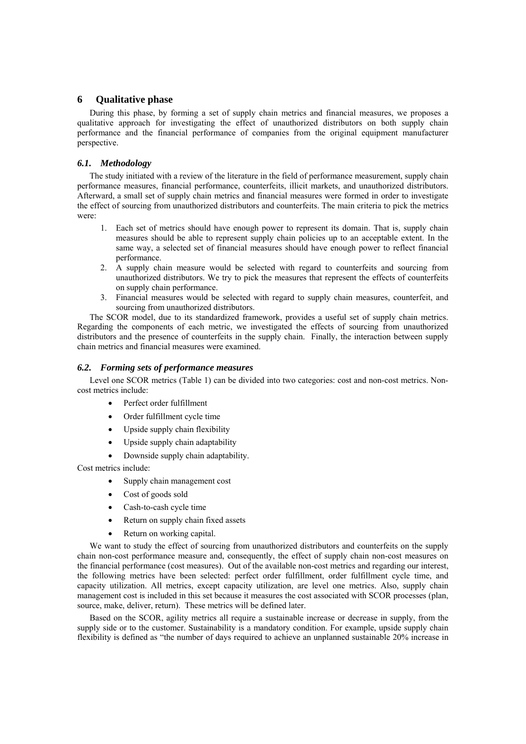# 6 Qualitative phase

During this phase, by forming a set of supply chain metrics and financial measures, we proposes a qualitative approach for investigating the effect of unauthorized distributors on both supply chain performance and the financial performance of companies from the original equipment manufacturer perspective.

## 6.1. Methodology

The study initiated with a review of the literature in the field of performance measurement, supply chain performance measures, financial performance, counterfeits, illicit markets, and unauthorized distributors. Afterward, a small set of supply chain metrics and financial measures were formed in order to investigate the effect of sourcing from unauthorized distributors and counterfeits. The main criteria to pick the metrics were:

1. Each set of metrics should have enough power to represent its domain. That is, supply chain measures should be able to represent supply chain policies up to an acceptable extent. In the same way, a selected set of financial measures should have enough power to reflect financial performance.
2. A supply chain measure would be selected with regard to counterfeits and sourcing from unauthorized distributors. We try to pick the measures that represent the effects of counterfeits on supply chain performance.
3. Financial measures would be selected with regard to supply chain measures, counterfeit, and sourcing from unauthorized distributors.

The SCOR model, due to its standardized framework, provides a useful set of supply chain metrics. Regarding the components of each metric, we investigated the effects of sourcing from unauthorized distributors and the presence of counterfeits in the supply chain. Finally, the interaction between supply chain metrics and financial measures were examined.

## 6.2. Forming sets of performance measures

Level one SCOR metrics (Table 1) can be divided into two categories: cost and non-cost metrics. Non-cost metrics include:

- Perfect order fulfillment
- Order fulfillment cycle time
- Upside supply chain flexibility
- Upside supply chain adaptability
- Downside supply chain adaptability.

Cost metrics include:

- Supply chain management cost
- Cost of goods sold
- Cash-to-cash cycle time
- Return on supply chain fixed assets
- Return on working capital.

We want to study the effect of sourcing from unauthorized distributors and counterfeits on the supply chain non-cost performance measure and, consequently, the effect of supply chain non-cost measures on the financial performance (cost measures). Out of the available non-cost metrics and regarding our interest, the following metrics have been selected: perfect order fulfillment, order fulfillment cycle time, and capacity utilization. All metrics, except capacity utilization, are level one metrics. Also, supply chain management cost is included in this set because it measures the cost associated with SCOR processes (plan, source, make, deliver, return). These metrics will be defined later.

Based on the SCOR, agility metrics all require a sustainable increase or decrease in supply, from the supply side or to the customer. Sustainability is a mandatory condition. For example, upside supply chain flexibility is defined as "the number of days required to achieve an unplanned sustainable 20% increase in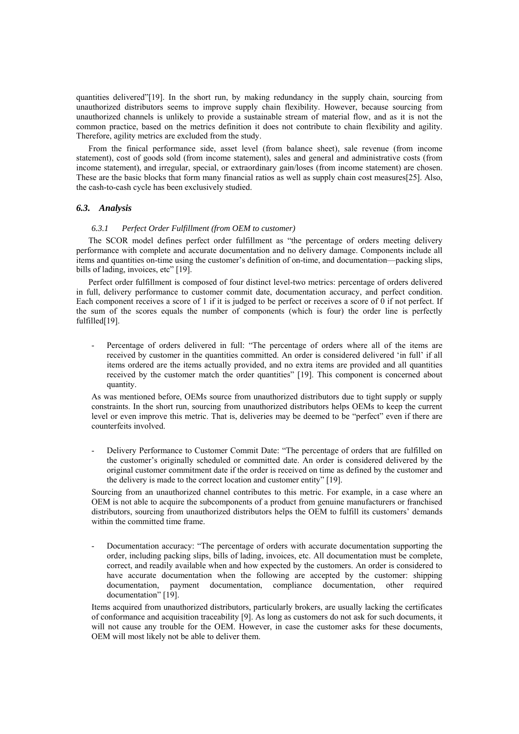quantities delivered"[19]. In the short run, by making redundancy in the supply chain, sourcing from unauthorized distributors seems to improve supply chain flexibility. However, because sourcing from unauthorized channels is unlikely to provide a sustainable stream of material flow, and as it is not the common practice, based on the metrics definition it does not contribute to chain flexibility and agility. Therefore, agility metrics are excluded from the study.

From the finical performance side, asset level (from balance sheet), sale revenue (from income statement), cost of goods sold (from income statement), sales and general and administrative costs (from income statement), and irregular, special, or extraordinary gain/loses (from income statement) are chosen. These are the basic blocks that form many financial ratios as well as supply chain cost measures[25]. Also, the cash-to-cash cycle has been exclusively studied.

### *6.3. Analysis*

#### *6.3.1 Perfect Order Fulfillment (from OEM to customer)*

The SCOR model defines perfect order fulfillment as "the percentage of orders meeting delivery performance with complete and accurate documentation and no delivery damage. Components include all items and quantities on-time using the customer's definition of on-time, and documentation—packing slips, bills of lading, invoices, etc" [19].

Perfect order fulfillment is composed of four distinct level-two metrics: percentage of orders delivered in full, delivery performance to customer commit date, documentation accuracy, and perfect condition. Each component receives a score of 1 if it is judged to be perfect or receives a score of 0 if not perfect. If the sum of the scores equals the number of components (which is four) the order line is perfectly fulfilled[19].

- Percentage of orders delivered in full: "The percentage of orders where all of the items are received by customer in the quantities committed. An order is considered delivered 'in full' if all items ordered are the items actually provided, and no extra items are provided and all quantities received by the customer match the order quantities" [19]. This component is concerned about quantity.

As was mentioned before, OEMs source from unauthorized distributors due to tight supply or supply constraints. In the short run, sourcing from unauthorized distributors helps OEMs to keep the current level or even improve this metric. That is, deliveries may be deemed to be "perfect" even if there are counterfeits involved.

- Delivery Performance to Customer Commit Date: "The percentage of orders that are fulfilled on the customer's originally scheduled or committed date. An order is considered delivered by the original customer commitment date if the order is received on time as defined by the customer and the delivery is made to the correct location and customer entity" [19].

Sourcing from an unauthorized channel contributes to this metric. For example, in a case where an OEM is not able to acquire the subcomponents of a product from genuine manufacturers or franchised distributors, sourcing from unauthorized distributors helps the OEM to fulfill its customers' demands within the committed time frame.

- Documentation accuracy: "The percentage of orders with accurate documentation supporting the order, including packing slips, bills of lading, invoices, etc. All documentation must be complete, correct, and readily available when and how expected by the customers. An order is considered to have accurate documentation when the following are accepted by the customer: shipping documentation, payment documentation, compliance documentation, other required documentation" [19].

Items acquired from unauthorized distributors, particularly brokers, are usually lacking the certificates of conformance and acquisition traceability [9]. As long as customers do not ask for such documents, it will not cause any trouble for the OEM. However, in case the customer asks for these documents, OEM will most likely not be able to deliver them.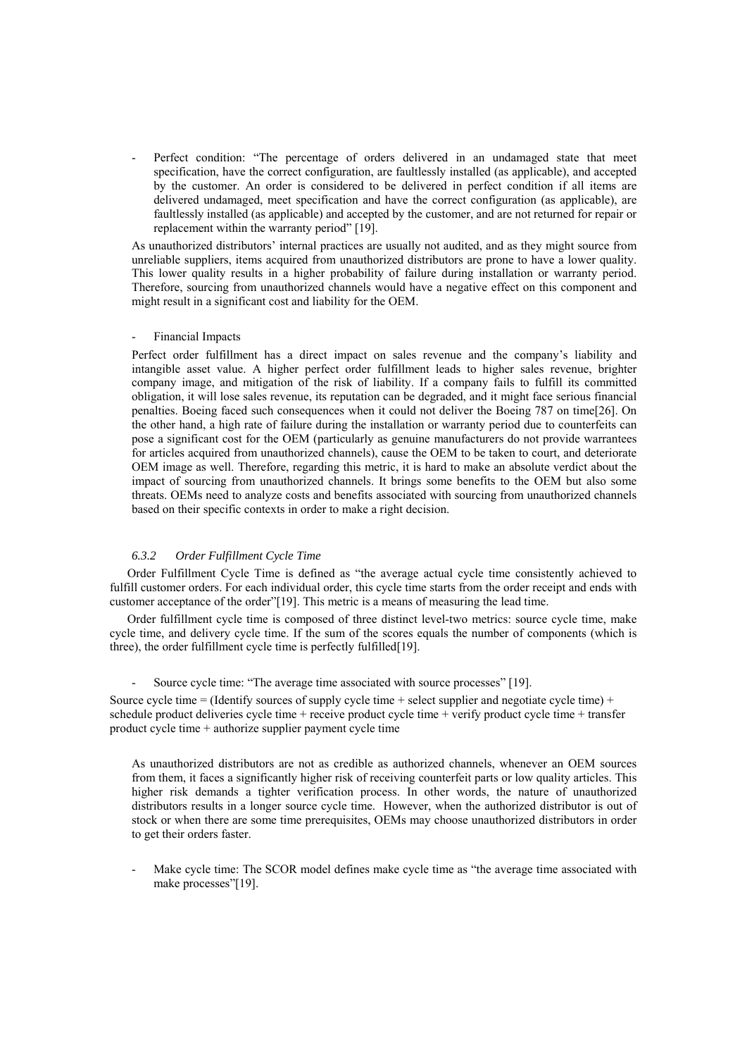- Perfect condition: "The percentage of orders delivered in an undamaged state that meet specification, have the correct configuration, are faultlessly installed (as applicable), and accepted by the customer. An order is considered to be delivered in perfect condition if all items are delivered undamaged, meet specification and have the correct configuration (as applicable), are faultlessly installed (as applicable) and accepted by the customer, and are not returned for repair or replacement within the warranty period" [19].

  As unauthorized distributors' internal practices are usually not audited, and as they might source from unreliable suppliers, items acquired from unauthorized distributors are prone to have a lower quality. This lower quality results in a higher probability of failure during installation or warranty period. Therefore, sourcing from unauthorized channels would have a negative effect on this component and might result in a significant cost and liability for the OEM.

- Financial Impacts

  Perfect order fulfillment has a direct impact on sales revenue and the company's liability and intangible asset value. A higher perfect order fulfillment leads to higher sales revenue, brighter company image, and mitigation of the risk of liability. If a company fails to fulfill its committed obligation, it will lose sales revenue, its reputation can be degraded, and it might face serious financial penalties. Boeing faced such consequences when it could not deliver the Boeing 787 on time[26]. On the other hand, a high rate of failure during the installation or warranty period due to counterfeits can pose a significant cost for the OEM (particularly as genuine manufacturers do not provide warrantees for articles acquired from unauthorized channels), cause the OEM to be taken to court, and deteriorate OEM image as well. Therefore, regarding this metric, it is hard to make an absolute verdict about the impact of sourcing from unauthorized channels. It brings some benefits to the OEM but also some threats. OEMs need to analyze costs and benefits associated with sourcing from unauthorized channels based on their specific contexts in order to make a right decision.

### *6.3.2 Order Fulfillment Cycle Time*

Order Fulfillment Cycle Time is defined as "the average actual cycle time consistently achieved to fulfill customer orders. For each individual order, this cycle time starts from the order receipt and ends with customer acceptance of the order"[19]. This metric is a means of measuring the lead time.

Order fulfillment cycle time is composed of three distinct level-two metrics: source cycle time, make cycle time, and delivery cycle time. If the sum of the scores equals the number of components (which is three), the order fulfillment cycle time is perfectly fulfilled[19].

- Source cycle time: "The average time associated with source processes" [19].

Source cycle time = (Identify sources of supply cycle time + select supplier and negotiate cycle time) + schedule product deliveries cycle time + receive product cycle time + verify product cycle time + transfer product cycle time + authorize supplier payment cycle time

As unauthorized distributors are not as credible as authorized channels, whenever an OEM sources from them, it faces a significantly higher risk of receiving counterfeit parts or low quality articles. This higher risk demands a tighter verification process. In other words, the nature of unauthorized distributors results in a longer source cycle time. However, when the authorized distributor is out of stock or when there are some time prerequisites, OEMs may choose unauthorized distributors in order to get their orders faster.

- Make cycle time: The SCOR model defines make cycle time as "the average time associated with make processes"[19].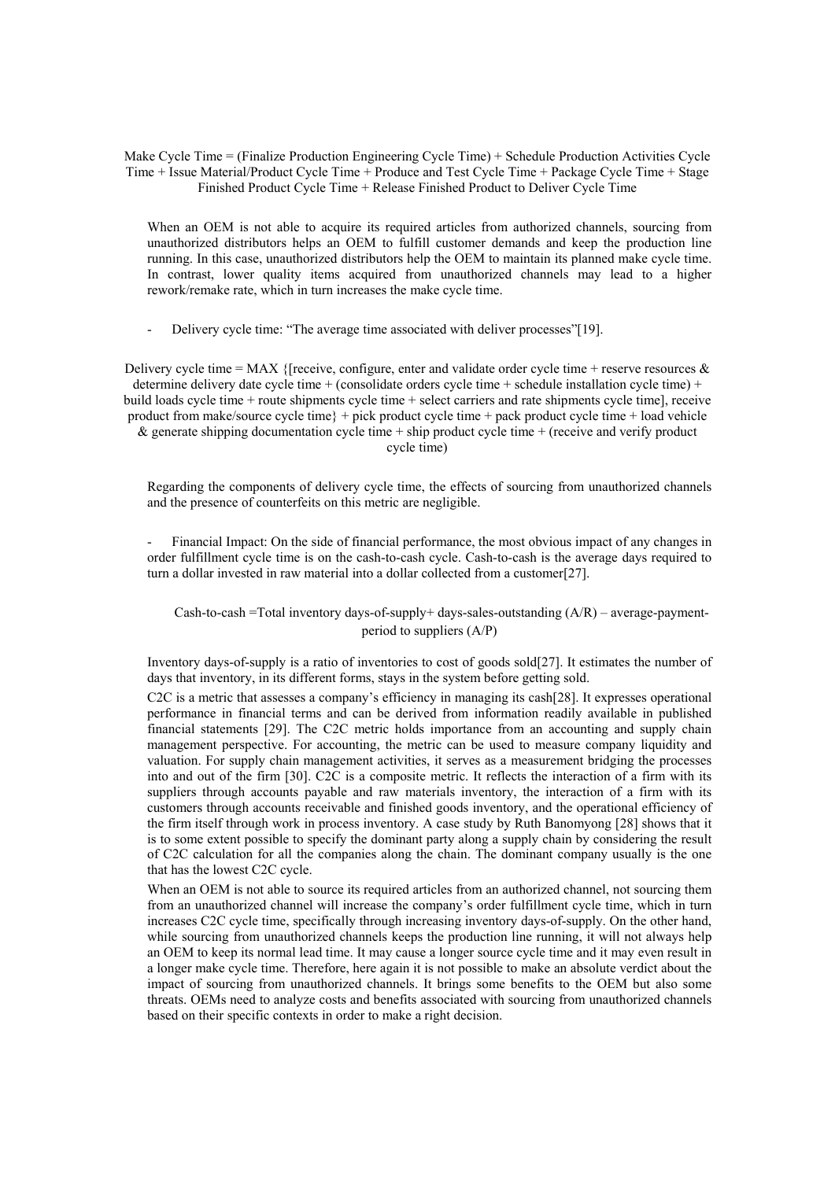Make Cycle Time = (Finalize Production Engineering Cycle Time) + Schedule Production Activities Cycle Time + Issue Material/Product Cycle Time + Produce and Test Cycle Time + Package Cycle Time + Stage Finished Product Cycle Time + Release Finished Product to Deliver Cycle Time

When an OEM is not able to acquire its required articles from authorized channels, sourcing from unauthorized distributors helps an OEM to fulfill customer demands and keep the production line running. In this case, unauthorized distributors help the OEM to maintain its planned make cycle time. In contrast, lower quality items acquired from unauthorized channels may lead to a higher rework/remake rate, which in turn increases the make cycle time.

- Delivery cycle time: "The average time associated with deliver processes"[19].

Delivery cycle time = MAX {[receive, configure, enter and validate order cycle time + reserve resources & determine delivery date cycle time + (consolidate orders cycle time + schedule installation cycle time) + build loads cycle time + route shipments cycle time + select carriers and rate shipments cycle time], receive product from make/source cycle time} + pick product cycle time + pack product cycle time + load vehicle & generate shipping documentation cycle time + ship product cycle time + (receive and verify product cycle time)

Regarding the components of delivery cycle time, the effects of sourcing from unauthorized channels and the presence of counterfeits on this metric are negligible.

- Financial Impact: On the side of financial performance, the most obvious impact of any changes in order fulfillment cycle time is on the cash-to-cash cycle. Cash-to-cash is the average days required to turn a dollar invested in raw material into a dollar collected from a customer[27].

Cash-to-cash =Total inventory days-of-supply+ days-sales-outstanding (A/R) – average-payment-period to suppliers (A/P)

Inventory days-of-supply is a ratio of inventories to cost of goods sold[27]. It estimates the number of days that inventory, in its different forms, stays in the system before getting sold.

C2C is a metric that assesses a company's efficiency in managing its cash[28]. It expresses operational performance in financial terms and can be derived from information readily available in published financial statements [29]. The C2C metric holds importance from an accounting and supply chain management perspective. For accounting, the metric can be used to measure company liquidity and valuation. For supply chain management activities, it serves as a measurement bridging the processes into and out of the firm [30]. C2C is a composite metric. It reflects the interaction of a firm with its suppliers through accounts payable and raw materials inventory, the interaction of a firm with its customers through accounts receivable and finished goods inventory, and the operational efficiency of the firm itself through work in process inventory. A case study by Ruth Banomyong [28] shows that it is to some extent possible to specify the dominant party along a supply chain by considering the result of C2C calculation for all the companies along the chain. The dominant company usually is the one that has the lowest C2C cycle.

When an OEM is not able to source its required articles from an authorized channel, not sourcing them from an unauthorized channel will increase the company's order fulfillment cycle time, which in turn increases C2C cycle time, specifically through increasing inventory days-of-supply. On the other hand, while sourcing from unauthorized channels keeps the production line running, it will not always help an OEM to keep its normal lead time. It may cause a longer source cycle time and it may even result in a longer make cycle time. Therefore, here again it is not possible to make an absolute verdict about the impact of sourcing from unauthorized channels. It brings some benefits to the OEM but also some threats. OEMs need to analyze costs and benefits associated with sourcing from unauthorized channels based on their specific contexts in order to make a right decision.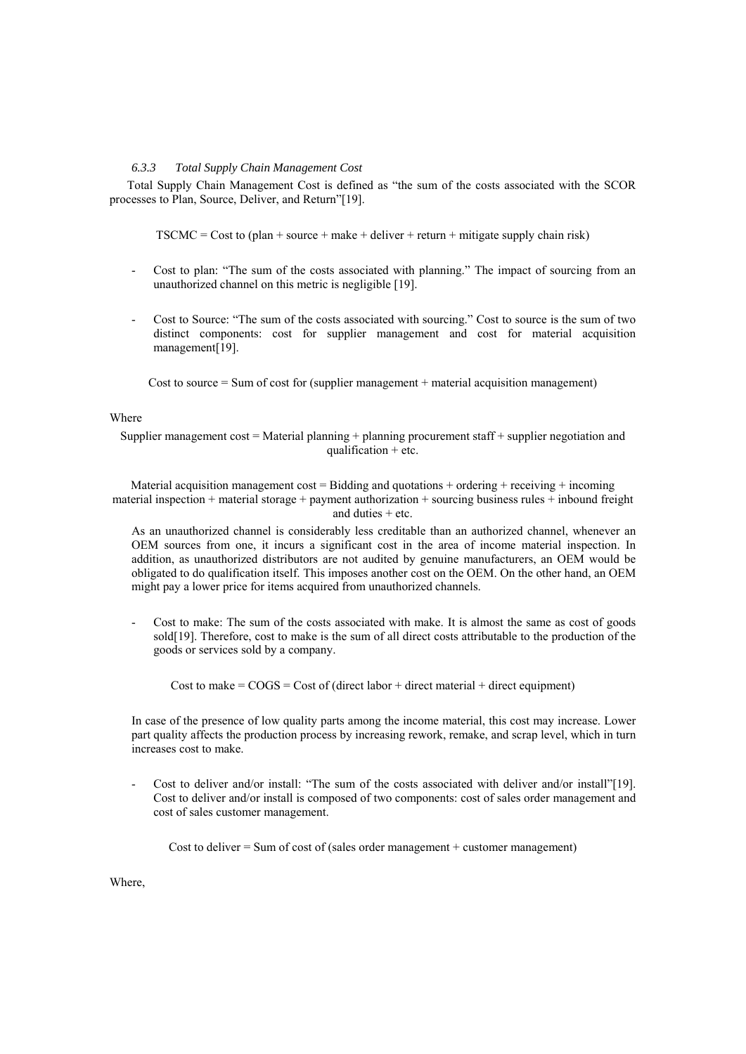### *6.3.3 Total Supply Chain Management Cost*

Total Supply Chain Management Cost is defined as "the sum of the costs associated with the SCOR processes to Plan, Source, Deliver, and Return"[19].

TSCMC = Cost to (plan + source + make + deliver + return + mitigate supply chain risk)

- Cost to plan: "The sum of the costs associated with planning." The impact of sourcing from an unauthorized channel on this metric is negligible [19].

- Cost to Source: "The sum of the costs associated with sourcing." Cost to source is the sum of two distinct components: cost for supplier management and cost for material acquisition management[19].

Cost to source = Sum of cost for (supplier management + material acquisition management)

Where

Supplier management cost = Material planning + planning procurement staff + supplier negotiation and qualification + etc.

Material acquisition management cost = Bidding and quotations + ordering + receiving + incoming material inspection + material storage + payment authorization + sourcing business rules + inbound freight and duties + etc.

As an unauthorized channel is considerably less creditable than an authorized channel, whenever an OEM sources from one, it incurs a significant cost in the area of income material inspection. In addition, as unauthorized distributors are not audited by genuine manufacturers, an OEM would be obligated to do qualification itself. This imposes another cost on the OEM. On the other hand, an OEM might pay a lower price for items acquired from unauthorized channels.

- Cost to make: The sum of the costs associated with make. It is almost the same as cost of goods sold[19]. Therefore, cost to make is the sum of all direct costs attributable to the production of the goods or services sold by a company.

Cost to make = COGS = Cost of (direct labor + direct material + direct equipment)

In case of the presence of low quality parts among the income material, this cost may increase. Lower part quality affects the production process by increasing rework, remake, and scrap level, which in turn increases cost to make.

- Cost to deliver and/or install: "The sum of the costs associated with deliver and/or install"[19]. Cost to deliver and/or install is composed of two components: cost of sales order management and cost of sales customer management.

Cost to deliver = Sum of cost of (sales order management + customer management)

Where,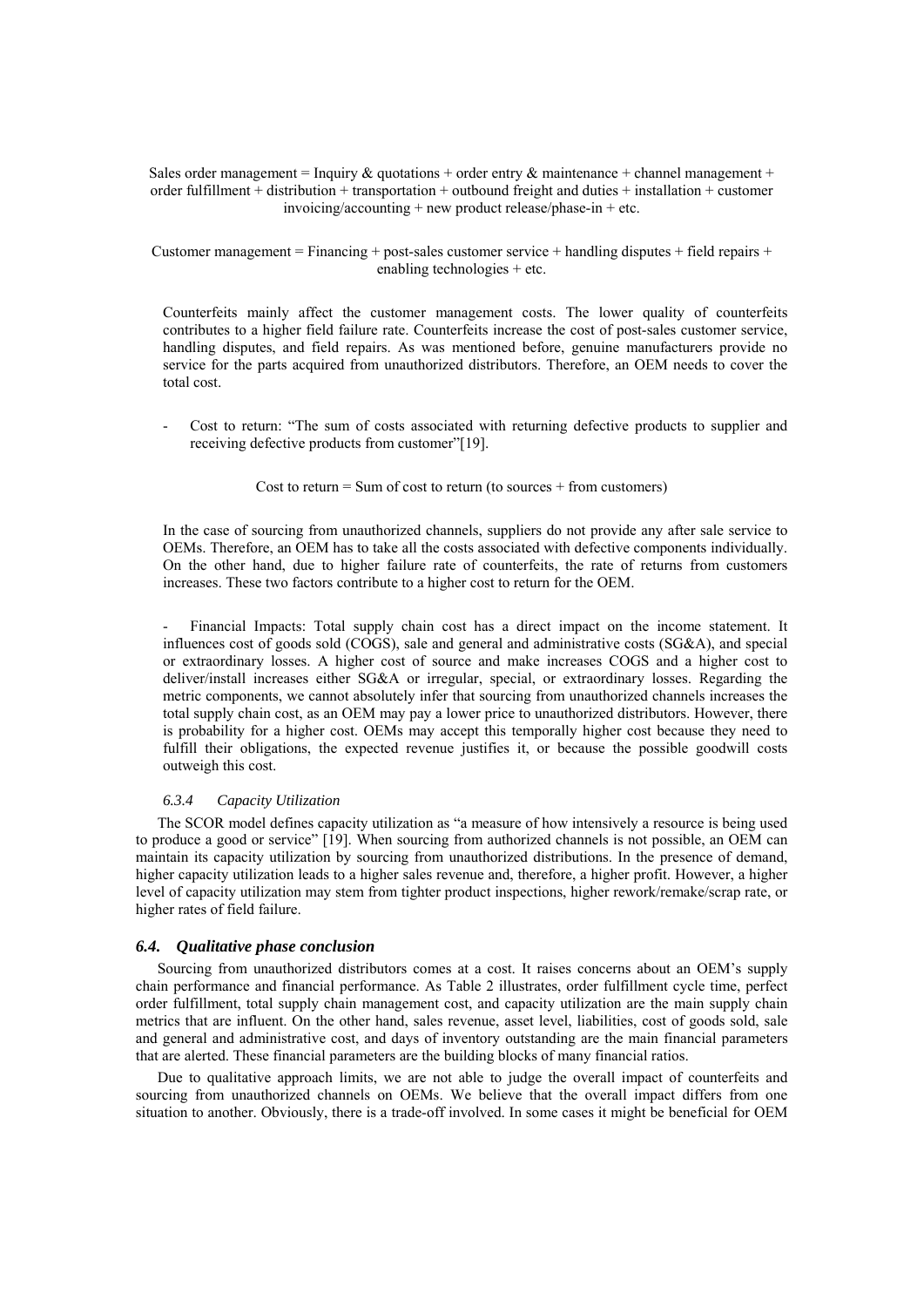Sales order management = Inquiry & quotations + order entry & maintenance + channel management + order fulfillment + distribution + transportation + outbound freight and duties + installation + customer invoicing/accounting + new product release/phase-in + etc.

Customer management = Financing + post-sales customer service + handling disputes + field repairs + enabling technologies + etc.

Counterfeits mainly affect the customer management costs. The lower quality of counterfeits contributes to a higher field failure rate. Counterfeits increase the cost of post-sales customer service, handling disputes, and field repairs. As was mentioned before, genuine manufacturers provide no service for the parts acquired from unauthorized distributors. Therefore, an OEM needs to cover the total cost.

- Cost to return: "The sum of costs associated with returning defective products to supplier and receiving defective products from customer"[19].

Cost to return = Sum of cost to return (to sources + from customers)

In the case of sourcing from unauthorized channels, suppliers do not provide any after sale service to OEMs. Therefore, an OEM has to take all the costs associated with defective components individually. On the other hand, due to higher failure rate of counterfeits, the rate of returns from customers increases. These two factors contribute to a higher cost to return for the OEM.

- Financial Impacts: Total supply chain cost has a direct impact on the income statement. It influences cost of goods sold (COGS), sale and general and administrative costs (SG&A), and special or extraordinary losses. A higher cost of source and make increases COGS and a higher cost to deliver/install increases either SG&A or irregular, special, or extraordinary losses. Regarding the metric components, we cannot absolutely infer that sourcing from unauthorized channels increases the total supply chain cost, as an OEM may pay a lower price to unauthorized distributors. However, there is probability for a higher cost. OEMs may accept this temporally higher cost because they need to fulfill their obligations, the expected revenue justifies it, or because the possible goodwill costs outweigh this cost.

#### *6.3.4 Capacity Utilization*

The SCOR model defines capacity utilization as "a measure of how intensively a resource is being used to produce a good or service" [19]. When sourcing from authorized channels is not possible, an OEM can maintain its capacity utilization by sourcing from unauthorized distributions. In the presence of demand, higher capacity utilization leads to a higher sales revenue and, therefore, a higher profit. However, a higher level of capacity utilization may stem from tighter product inspections, higher rework/remake/scrap rate, or higher rates of field failure.

### ***6.4. Qualitative phase conclusion***

Sourcing from unauthorized distributors comes at a cost. It raises concerns about an OEM's supply chain performance and financial performance. As Table 2 illustrates, order fulfillment cycle time, perfect order fulfillment, total supply chain management cost, and capacity utilization are the main supply chain metrics that are influent. On the other hand, sales revenue, asset level, liabilities, cost of goods sold, sale and general and administrative cost, and days of inventory outstanding are the main financial parameters that are alerted. These financial parameters are the building blocks of many financial ratios.

Due to qualitative approach limits, we are not able to judge the overall impact of counterfeits and sourcing from unauthorized channels on OEMs. We believe that the overall impact differs from one situation to another. Obviously, there is a trade-off involved. In some cases it might be beneficial for OEM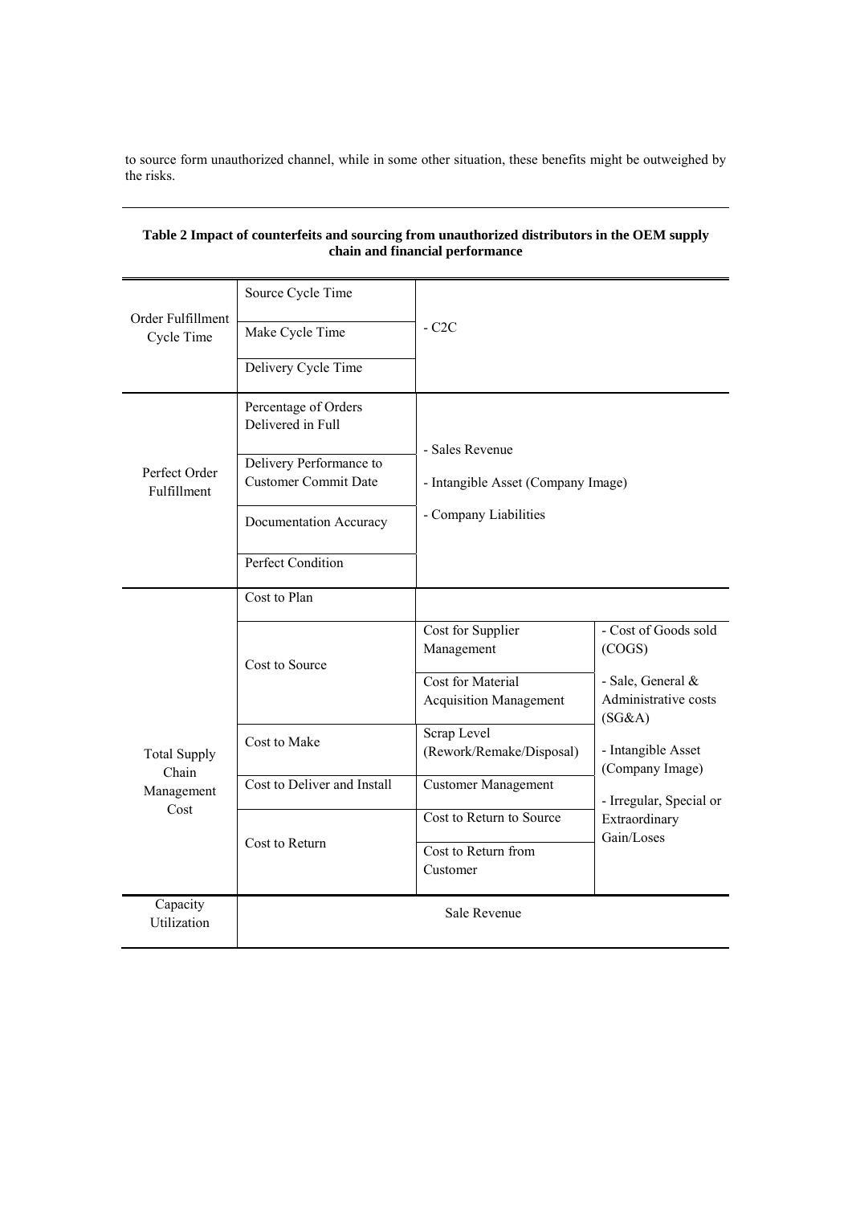to source form unauthorized channel, while in some other situation, these benefits might be outweighed by the risks.

**Table 2 Impact of counterfeits and sourcing from unauthorized distributors in the OEM supply chain and financial performance**

| | | | |
|---|---|---|---|
| Order Fulfillment Cycle Time | Source Cycle Time | - C2C | |
| | Make Cycle Time | | |
| | Delivery Cycle Time | | |
| Perfect Order Fulfillment | Percentage of Orders Delivered in Full | - Sales Revenue<br>- Intangible Asset (Company Image)<br>- Company Liabilities | |
| | Delivery Performance to Customer Commit Date | | |
| | Documentation Accuracy | | |
| | Perfect Condition | | |
| Total Supply Chain Management Cost | Cost to Plan | | |
| | Cost to Source | Cost for Supplier Management | - Cost of Goods sold (COGS)<br>- Sale, General & Administrative costs (SG&A)<br>- Intangible Asset (Company Image)<br>- Irregular, Special or Extraordinary Gain/Loses |
| | | Cost for Material Acquisition Management | |
| | Cost to Make | Scrap Level (Rework/Remake/Disposal) | |
| | Cost to Deliver and Install | Customer Management | |
| | Cost to Return | Cost to Return to Source | |
| | | Cost to Return from Customer | |
| Capacity Utilization | Sale Revenue | | |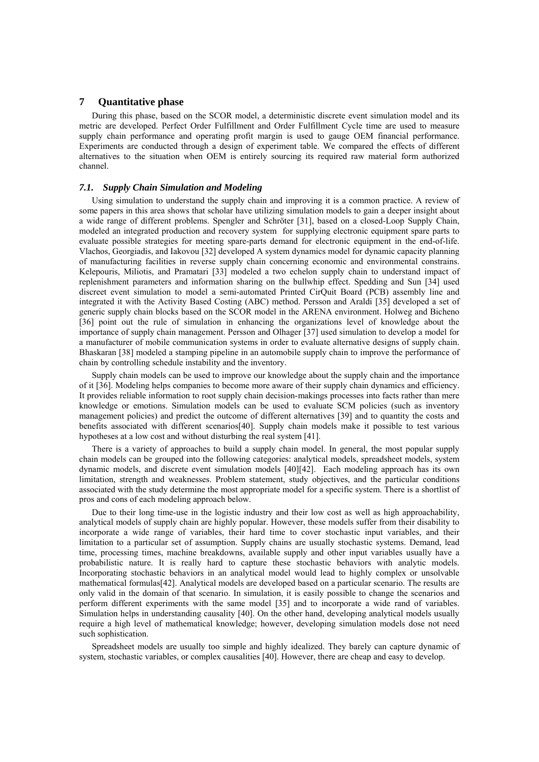# 7 Quantitative phase

During this phase, based on the SCOR model, a deterministic discrete event simulation model and its metric are developed. Perfect Order Fulfillment and Order Fulfillment Cycle time are used to measure supply chain performance and operating profit margin is used to gauge OEM financial performance. Experiments are conducted through a design of experiment table. We compared the effects of different alternatives to the situation when OEM is entirely sourcing its required raw material form authorized channel.

## *7.1. Supply Chain Simulation and Modeling*

Using simulation to understand the supply chain and improving it is a common practice. A review of some papers in this area shows that scholar have utilizing simulation models to gain a deeper insight about a wide range of different problems. Spengler and Schröter [31], based on a closed-Loop Supply Chain, modeled an integrated production and recovery system for supplying electronic equipment spare parts to evaluate possible strategies for meeting spare-parts demand for electronic equipment in the end-of-life. Vlachos, Georgiadis, and Iakovou [32] developed A system dynamics model for dynamic capacity planning of manufacturing facilities in reverse supply chain concerning economic and environmental constrains. Kelepouris, Miliotis, and Pramatari [33] modeled a two echelon supply chain to understand impact of replenishment parameters and information sharing on the bullwhip effect. Spedding and Sun [34] used discreet event simulation to model a semi-automated Printed CirQuit Board (PCB) assembly line and integrated it with the Activity Based Costing (ABC) method. Persson and Araldi [35] developed a set of generic supply chain blocks based on the SCOR model in the ARENA environment. Holweg and Bicheno [36] point out the rule of simulation in enhancing the organizations level of knowledge about the importance of supply chain management. Persson and Olhager [37] used simulation to develop a model for a manufacturer of mobile communication systems in order to evaluate alternative designs of supply chain. Bhaskaran [38] modeled a stamping pipeline in an automobile supply chain to improve the performance of chain by controlling schedule instability and the inventory.

Supply chain models can be used to improve our knowledge about the supply chain and the importance of it [36]. Modeling helps companies to become more aware of their supply chain dynamics and efficiency. It provides reliable information to root supply chain decision-makings processes into facts rather than mere knowledge or emotions. Simulation models can be used to evaluate SCM policies (such as inventory management policies) and predict the outcome of different alternatives [39] and to quantity the costs and benefits associated with different scenarios[40]. Supply chain models make it possible to test various hypotheses at a low cost and without disturbing the real system [41].

There is a variety of approaches to build a supply chain model. In general, the most popular supply chain models can be grouped into the following categories: analytical models, spreadsheet models, system dynamic models, and discrete event simulation models [40][42]. Each modeling approach has its own limitation, strength and weaknesses. Problem statement, study objectives, and the particular conditions associated with the study determine the most appropriate model for a specific system. There is a shortlist of pros and cons of each modeling approach below.

Due to their long time-use in the logistic industry and their low cost as well as high approachability, analytical models of supply chain are highly popular. However, these models suffer from their disability to incorporate a wide range of variables, their hard time to cover stochastic input variables, and their limitation to a particular set of assumption. Supply chains are usually stochastic systems. Demand, lead time, processing times, machine breakdowns, available supply and other input variables usually have a probabilistic nature. It is really hard to capture these stochastic behaviors with analytic models. Incorporating stochastic behaviors in an analytical model would lead to highly complex or unsolvable mathematical formulas[42]. Analytical models are developed based on a particular scenario. The results are only valid in the domain of that scenario. In simulation, it is easily possible to change the scenarios and perform different experiments with the same model [35] and to incorporate a wide rand of variables. Simulation helps in understanding causality [40]. On the other hand, developing analytical models usually require a high level of mathematical knowledge; however, developing simulation models dose not need such sophistication.

Spreadsheet models are usually too simple and highly idealized. They barely can capture dynamic of system, stochastic variables, or complex causalities [40]. However, there are cheap and easy to develop.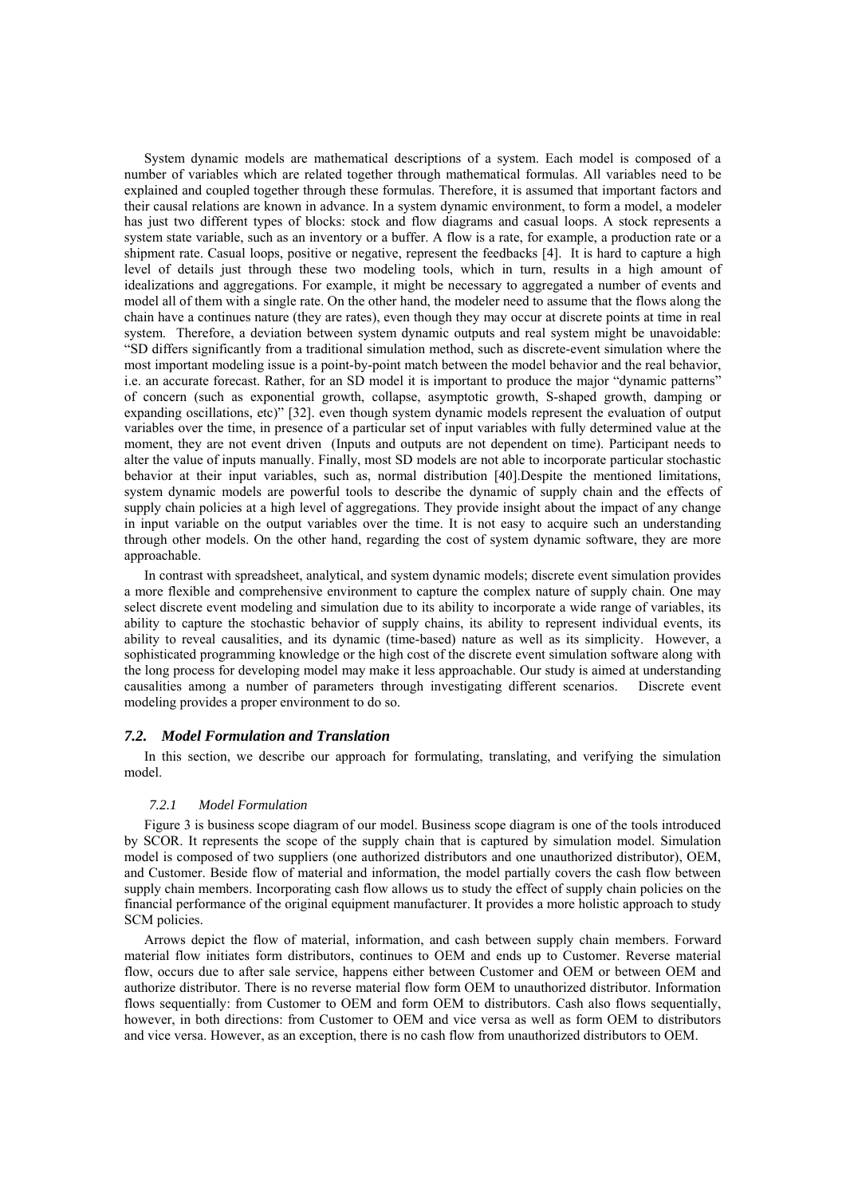System dynamic models are mathematical descriptions of a system. Each model is composed of a number of variables which are related together through mathematical formulas. All variables need to be explained and coupled together through these formulas. Therefore, it is assumed that important factors and their causal relations are known in advance. In a system dynamic environment, to form a model, a modeler has just two different types of blocks: stock and flow diagrams and casual loops. A stock represents a system state variable, such as an inventory or a buffer. A flow is a rate, for example, a production rate or a shipment rate. Casual loops, positive or negative, represent the feedbacks [4]. It is hard to capture a high level of details just through these two modeling tools, which in turn, results in a high amount of idealizations and aggregations. For example, it might be necessary to aggregated a number of events and model all of them with a single rate. On the other hand, the modeler need to assume that the flows along the chain have a continues nature (they are rates), even though they may occur at discrete points at time in real system. Therefore, a deviation between system dynamic outputs and real system might be unavoidable: "SD differs significantly from a traditional simulation method, such as discrete-event simulation where the most important modeling issue is a point-by-point match between the model behavior and the real behavior, i.e. an accurate forecast. Rather, for an SD model it is important to produce the major "dynamic patterns" of concern (such as exponential growth, collapse, asymptotic growth, S-shaped growth, damping or expanding oscillations, etc)" [32]. even though system dynamic models represent the evaluation of output variables over the time, in presence of a particular set of input variables with fully determined value at the moment, they are not event driven (Inputs and outputs are not dependent on time). Participant needs to alter the value of inputs manually. Finally, most SD models are not able to incorporate particular stochastic behavior at their input variables, such as, normal distribution [40].Despite the mentioned limitations, system dynamic models are powerful tools to describe the dynamic of supply chain and the effects of supply chain policies at a high level of aggregations. They provide insight about the impact of any change in input variable on the output variables over the time. It is not easy to acquire such an understanding through other models. On the other hand, regarding the cost of system dynamic software, they are more approachable.

In contrast with spreadsheet, analytical, and system dynamic models; discrete event simulation provides a more flexible and comprehensive environment to capture the complex nature of supply chain. One may select discrete event modeling and simulation due to its ability to incorporate a wide range of variables, its ability to capture the stochastic behavior of supply chains, its ability to represent individual events, its ability to reveal causalities, and its dynamic (time-based) nature as well as its simplicity. However, a sophisticated programming knowledge or the high cost of the discrete event simulation software along with the long process for developing model may make it less approachable. Our study is aimed at understanding causalities among a number of parameters through investigating different scenarios. Discrete event modeling provides a proper environment to do so.

### *7.2. Model Formulation and Translation*

In this section, we describe our approach for formulating, translating, and verifying the simulation model.

#### *7.2.1 Model Formulation*

Figure 3 is business scope diagram of our model. Business scope diagram is one of the tools introduced by SCOR. It represents the scope of the supply chain that is captured by simulation model. Simulation model is composed of two suppliers (one authorized distributors and one unauthorized distributor), OEM, and Customer. Beside flow of material and information, the model partially covers the cash flow between supply chain members. Incorporating cash flow allows us to study the effect of supply chain policies on the financial performance of the original equipment manufacturer. It provides a more holistic approach to study SCM policies.

Arrows depict the flow of material, information, and cash between supply chain members. Forward material flow initiates form distributors, continues to OEM and ends up to Customer. Reverse material flow, occurs due to after sale service, happens either between Customer and OEM or between OEM and authorize distributor. There is no reverse material flow form OEM to unauthorized distributor. Information flows sequentially: from Customer to OEM and form OEM to distributors. Cash also flows sequentially, however, in both directions: from Customer to OEM and vice versa as well as form OEM to distributors and vice versa. However, as an exception, there is no cash flow from unauthorized distributors to OEM.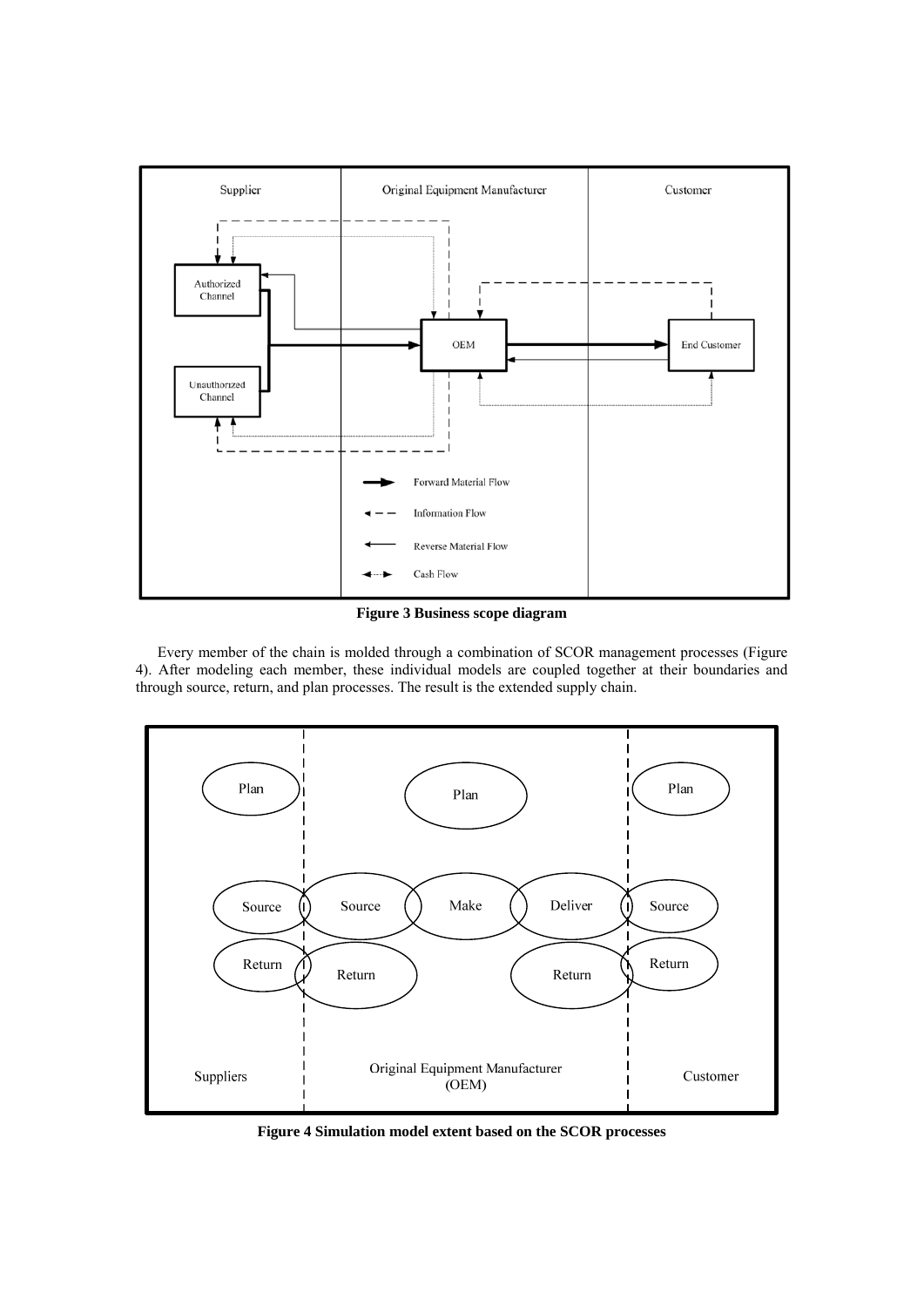**Figure 3 Business scope diagram**

Every member of the chain is molded through a combination of SCOR management processes (Figure 4). After modeling each member, these individual models are coupled together at their boundaries and through source, return, and plan processes. The result is the extended supply chain.

**Figure 4 Simulation model extent based on the SCOR processes**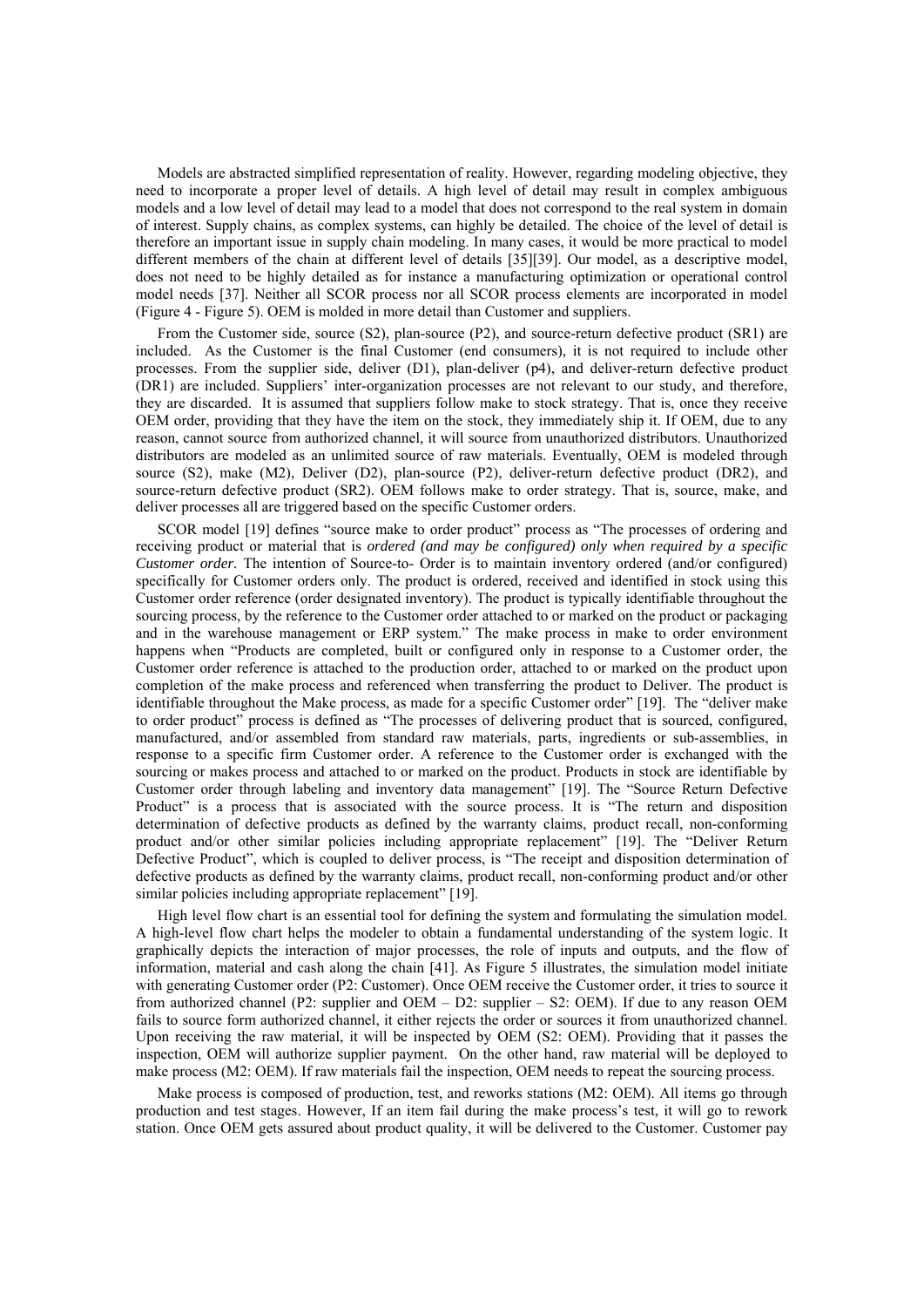Models are abstracted simplified representation of reality. However, regarding modeling objective, they need to incorporate a proper level of details. A high level of detail may result in complex ambiguous models and a low level of detail may lead to a model that does not correspond to the real system in domain of interest. Supply chains, as complex systems, can highly be detailed. The choice of the level of detail is therefore an important issue in supply chain modeling. In many cases, it would be more practical to model different members of the chain at different level of details [35][39]. Our model, as a descriptive model, does not need to be highly detailed as for instance a manufacturing optimization or operational control model needs [37]. Neither all SCOR process nor all SCOR process elements are incorporated in model (Figure 4 - Figure 5). OEM is molded in more detail than Customer and suppliers.

From the Customer side, source (S2), plan-source (P2), and source-return defective product (SR1) are included. As the Customer is the final Customer (end consumers), it is not required to include other processes. From the supplier side, deliver (D1), plan-deliver (p4), and deliver-return defective product (DR1) are included. Suppliers' inter-organization processes are not relevant to our study, and therefore, they are discarded. It is assumed that suppliers follow make to stock strategy. That is, once they receive OEM order, providing that they have the item on the stock, they immediately ship it. If OEM, due to any reason, cannot source from authorized channel, it will source from unauthorized distributors. Unauthorized distributors are modeled as an unlimited source of raw materials. Eventually, OEM is modeled through source (S2), make (M2), Deliver (D2), plan-source (P2), deliver-return defective product (DR2), and source-return defective product (SR2). OEM follows make to order strategy. That is, source, make, and deliver processes all are triggered based on the specific Customer orders.

SCOR model [19] defines "source make to order product" process as "The processes of ordering and receiving product or material that is *ordered (and may be configured) only when required by a specific Customer order.* The intention of Source-to- Order is to maintain inventory ordered (and/or configured) specifically for Customer orders only. The product is ordered, received and identified in stock using this Customer order reference (order designated inventory). The product is typically identifiable throughout the sourcing process, by the reference to the Customer order attached to or marked on the product or packaging and in the warehouse management or ERP system." The make process in make to order environment happens when "Products are completed, built or configured only in response to a Customer order, the Customer order reference is attached to the production order, attached to or marked on the product upon completion of the make process and referenced when transferring the product to Deliver. The product is identifiable throughout the Make process, as made for a specific Customer order" [19]. The "deliver make to order product" process is defined as "The processes of delivering product that is sourced, configured, manufactured, and/or assembled from standard raw materials, parts, ingredients or sub-assemblies, in response to a specific firm Customer order. A reference to the Customer order is exchanged with the sourcing or makes process and attached to or marked on the product. Products in stock are identifiable by Customer order through labeling and inventory data management" [19]. The "Source Return Defective Product" is a process that is associated with the source process. It is "The return and disposition determination of defective products as defined by the warranty claims, product recall, non-conforming product and/or other similar policies including appropriate replacement" [19]. The "Deliver Return Defective Product", which is coupled to deliver process, is "The receipt and disposition determination of defective products as defined by the warranty claims, product recall, non-conforming product and/or other similar policies including appropriate replacement" [19].

High level flow chart is an essential tool for defining the system and formulating the simulation model. A high-level flow chart helps the modeler to obtain a fundamental understanding of the system logic. It graphically depicts the interaction of major processes, the role of inputs and outputs, and the flow of information, material and cash along the chain [41]. As Figure 5 illustrates, the simulation model initiate with generating Customer order (P2: Customer). Once OEM receive the Customer order, it tries to source it from authorized channel (P2: supplier and OEM – D2: supplier – S2: OEM). If due to any reason OEM fails to source form authorized channel, it either rejects the order or sources it from unauthorized channel. Upon receiving the raw material, it will be inspected by OEM (S2: OEM). Providing that it passes the inspection, OEM will authorize supplier payment. On the other hand, raw material will be deployed to make process (M2: OEM). If raw materials fail the inspection, OEM needs to repeat the sourcing process.

Make process is composed of production, test, and reworks stations (M2: OEM). All items go through production and test stages. However, If an item fail during the make process's test, it will go to rework station. Once OEM gets assured about product quality, it will be delivered to the Customer. Customer pay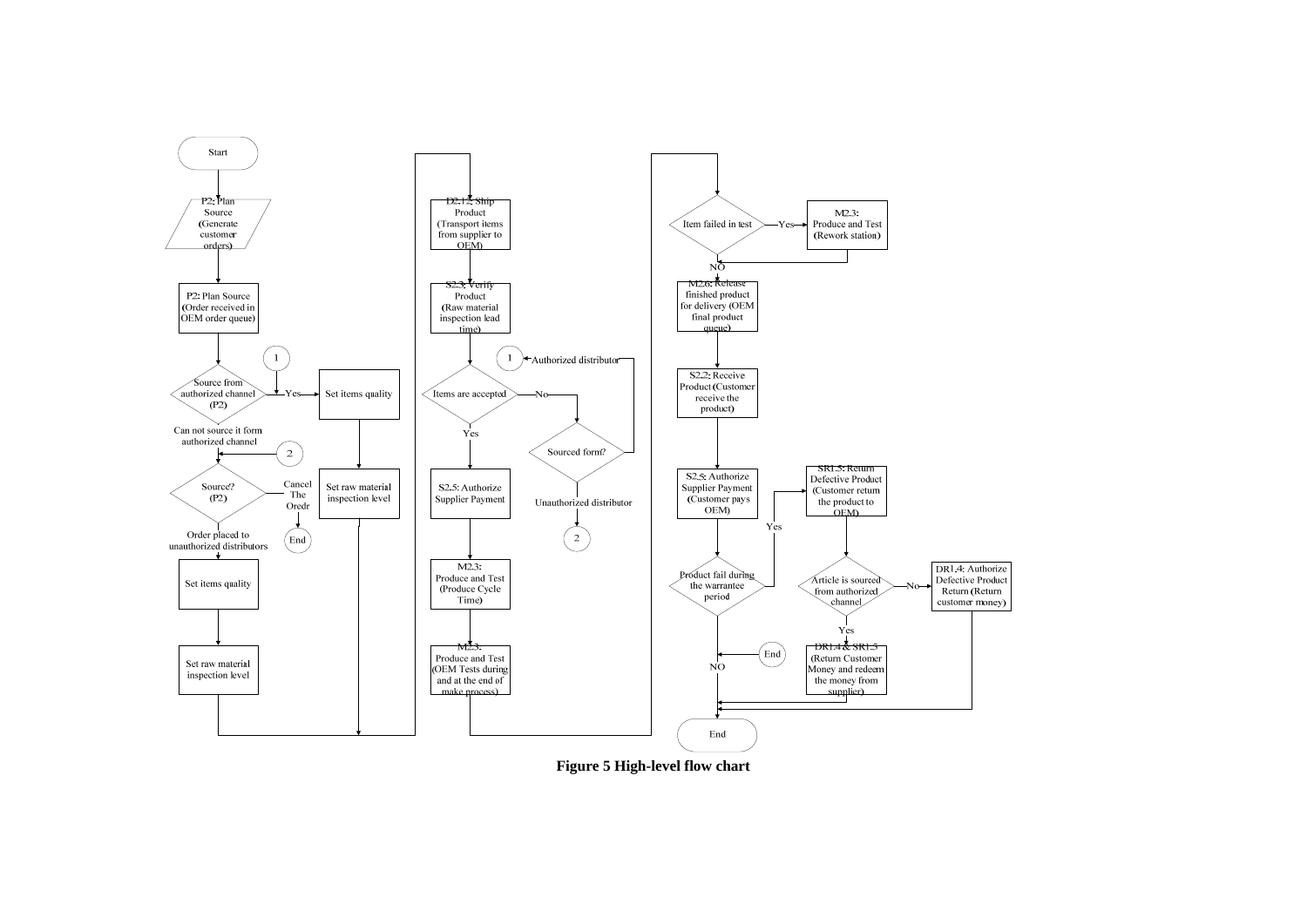**Figure 5 High-level flow chart**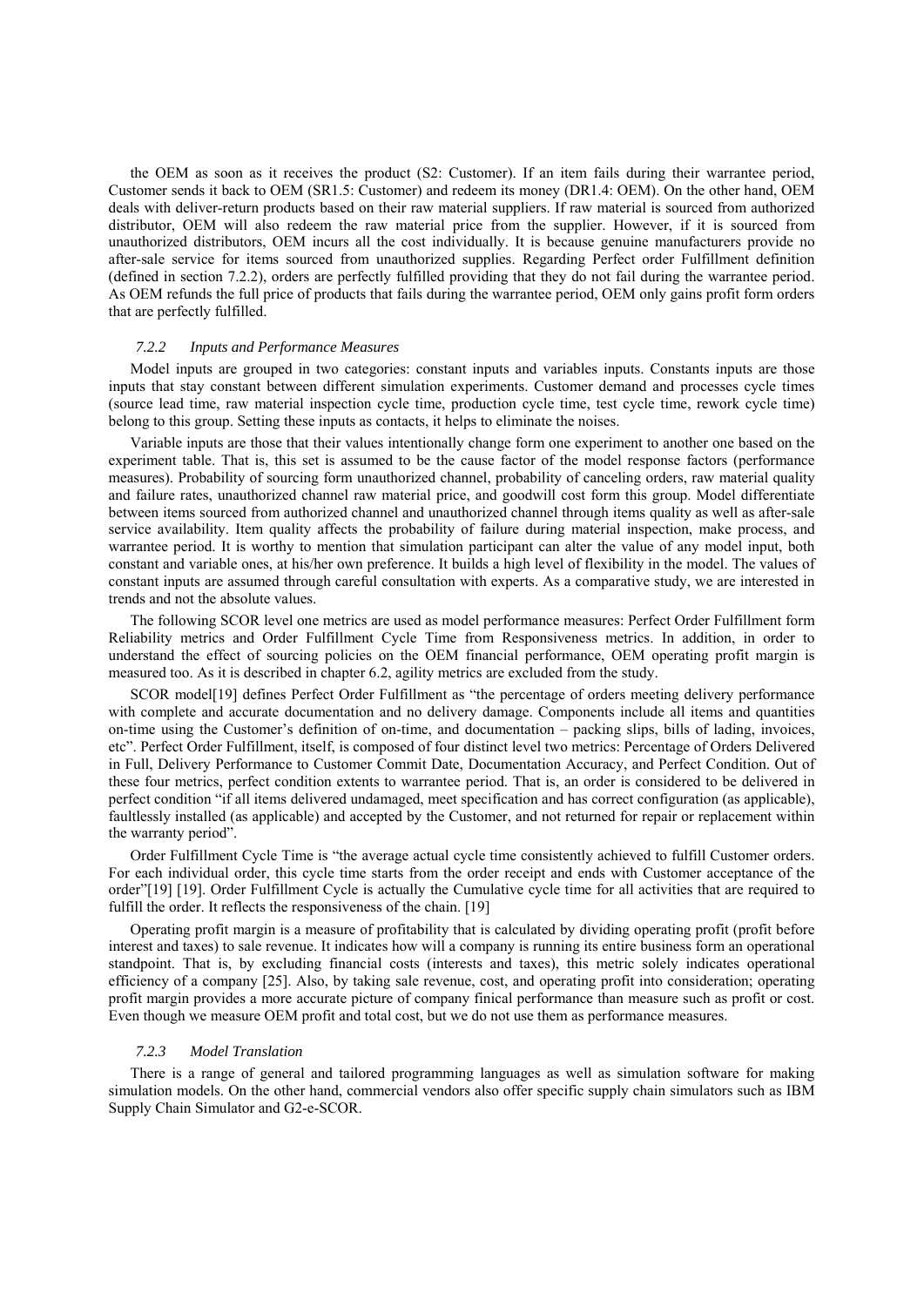the OEM as soon as it receives the product (S2: Customer). If an item fails during their warrantee period, Customer sends it back to OEM (SR1.5: Customer) and redeem its money (DR1.4: OEM). On the other hand, OEM deals with deliver-return products based on their raw material suppliers. If raw material is sourced from authorized distributor, OEM will also redeem the raw material price from the supplier. However, if it is sourced from unauthorized distributors, OEM incurs all the cost individually. It is because genuine manufacturers provide no after-sale service for items sourced from unauthorized supplies. Regarding Perfect order Fulfillment definition (defined in section 7.2.2), orders are perfectly fulfilled providing that they do not fail during the warrantee period. As OEM refunds the full price of products that fails during the warrantee period, OEM only gains profit form orders that are perfectly fulfilled.

### *7.2.2 Inputs and Performance Measures*

Model inputs are grouped in two categories: constant inputs and variables inputs. Constants inputs are those inputs that stay constant between different simulation experiments. Customer demand and processes cycle times (source lead time, raw material inspection cycle time, production cycle time, test cycle time, rework cycle time) belong to this group. Setting these inputs as contacts, it helps to eliminate the noises.

Variable inputs are those that their values intentionally change form one experiment to another one based on the experiment table. That is, this set is assumed to be the cause factor of the model response factors (performance measures). Probability of sourcing form unauthorized channel, probability of canceling orders, raw material quality and failure rates, unauthorized channel raw material price, and goodwill cost form this group. Model differentiate between items sourced from authorized channel and unauthorized channel through items quality as well as after-sale service availability. Item quality affects the probability of failure during material inspection, make process, and warrantee period. It is worthy to mention that simulation participant can alter the value of any model input, both constant and variable ones, at his/her own preference. It builds a high level of flexibility in the model. The values of constant inputs are assumed through careful consultation with experts. As a comparative study, we are interested in trends and not the absolute values.

The following SCOR level one metrics are used as model performance measures: Perfect Order Fulfillment form Reliability metrics and Order Fulfillment Cycle Time from Responsiveness metrics. In addition, in order to understand the effect of sourcing policies on the OEM financial performance, OEM operating profit margin is measured too. As it is described in chapter 6.2, agility metrics are excluded from the study.

SCOR model[19] defines Perfect Order Fulfillment as "the percentage of orders meeting delivery performance with complete and accurate documentation and no delivery damage. Components include all items and quantities on-time using the Customer's definition of on-time, and documentation – packing slips, bills of lading, invoices, etc". Perfect Order Fulfillment, itself, is composed of four distinct level two metrics: Percentage of Orders Delivered in Full, Delivery Performance to Customer Commit Date, Documentation Accuracy, and Perfect Condition. Out of these four metrics, perfect condition extents to warrantee period. That is, an order is considered to be delivered in perfect condition "if all items delivered undamaged, meet specification and has correct configuration (as applicable), faultlessly installed (as applicable) and accepted by the Customer, and not returned for repair or replacement within the warranty period".

Order Fulfillment Cycle Time is "the average actual cycle time consistently achieved to fulfill Customer orders. For each individual order, this cycle time starts from the order receipt and ends with Customer acceptance of the order"[19] [19]. Order Fulfillment Cycle is actually the Cumulative cycle time for all activities that are required to fulfill the order. It reflects the responsiveness of the chain. [19]

Operating profit margin is a measure of profitability that is calculated by dividing operating profit (profit before interest and taxes) to sale revenue. It indicates how will a company is running its entire business form an operational standpoint. That is, by excluding financial costs (interests and taxes), this metric solely indicates operational efficiency of a company [25]. Also, by taking sale revenue, cost, and operating profit into consideration; operating profit margin provides a more accurate picture of company finical performance than measure such as profit or cost. Even though we measure OEM profit and total cost, but we do not use them as performance measures.

### *7.2.3 Model Translation*

There is a range of general and tailored programming languages as well as simulation software for making simulation models. On the other hand, commercial vendors also offer specific supply chain simulators such as IBM Supply Chain Simulator and G2-e-SCOR.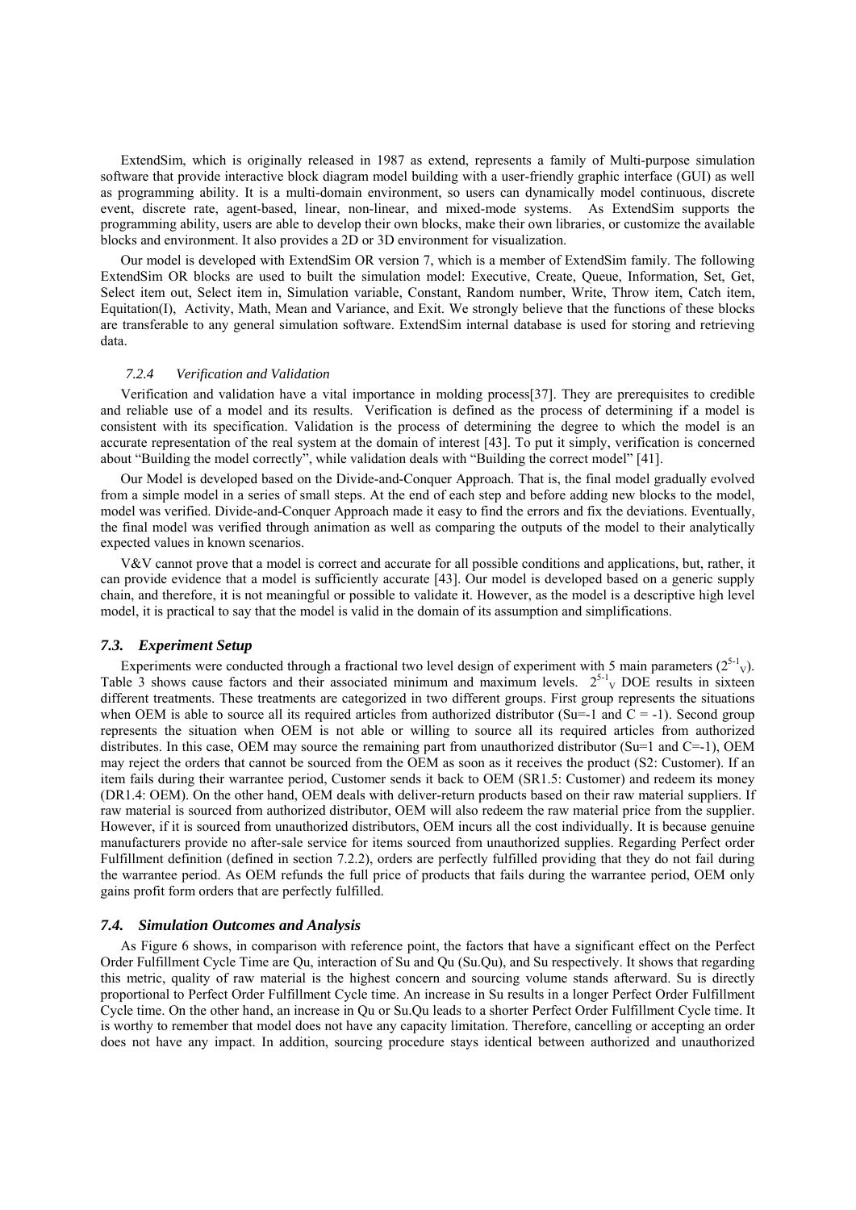ExtendSim, which is originally released in 1987 as extend, represents a family of Multi-purpose simulation software that provide interactive block diagram model building with a user-friendly graphic interface (GUI) as well as programming ability. It is a multi-domain environment, so users can dynamically model continuous, discrete event, discrete rate, agent-based, linear, non-linear, and mixed-mode systems. As ExtendSim supports the programming ability, users are able to develop their own blocks, make their own libraries, or customize the available blocks and environment. It also provides a 2D or 3D environment for visualization.

Our model is developed with ExtendSim OR version 7, which is a member of ExtendSim family. The following ExtendSim OR blocks are used to built the simulation model: Executive, Create, Queue, Information, Set, Get, Select item out, Select item in, Simulation variable, Constant, Random number, Write, Throw item, Catch item, Equitation(I), Activity, Math, Mean and Variance, and Exit. We strongly believe that the functions of these blocks are transferable to any general simulation software. ExtendSim internal database is used for storing and retrieving data.

#### *7.2.4 Verification and Validation*

Verification and validation have a vital importance in molding process[37]. They are prerequisites to credible and reliable use of a model and its results. Verification is defined as the process of determining if a model is consistent with its specification. Validation is the process of determining the degree to which the model is an accurate representation of the real system at the domain of interest [43]. To put it simply, verification is concerned about "Building the model correctly", while validation deals with "Building the correct model" [41].

Our Model is developed based on the Divide-and-Conquer Approach. That is, the final model gradually evolved from a simple model in a series of small steps. At the end of each step and before adding new blocks to the model, model was verified. Divide-and-Conquer Approach made it easy to find the errors and fix the deviations. Eventually, the final model was verified through animation as well as comparing the outputs of the model to their analytically expected values in known scenarios.

V&V cannot prove that a model is correct and accurate for all possible conditions and applications, but, rather, it can provide evidence that a model is sufficiently accurate [43]. Our model is developed based on a generic supply chain, and therefore, it is not meaningful or possible to validate it. However, as the model is a descriptive high level model, it is practical to say that the model is valid in the domain of its assumption and simplifications.

### ***7.3. Experiment Setup***

Experiments were conducted through a fractional two level design of experiment with 5 main parameters ($2^{5-1}_{V}$). Table 3 shows cause factors and their associated minimum and maximum levels. $2^{5-1}_{V}$ DOE results in sixteen different treatments. These treatments are categorized in two different groups. First group represents the situations when OEM is able to source all its required articles from authorized distributor (Su=-1 and C = -1). Second group represents the situation when OEM is not able or willing to source all its required articles from authorized distributes. In this case, OEM may source the remaining part from unauthorized distributor (Su=1 and C=-1), OEM may reject the orders that cannot be sourced from the OEM as soon as it receives the product (S2: Customer). If an item fails during their warrantee period, Customer sends it back to OEM (SR1.5: Customer) and redeem its money (DR1.4: OEM). On the other hand, OEM deals with deliver-return products based on their raw material suppliers. If raw material is sourced from authorized distributor, OEM will also redeem the raw material price from the supplier. However, if it is sourced from unauthorized distributors, OEM incurs all the cost individually. It is because genuine manufacturers provide no after-sale service for items sourced from unauthorized supplies. Regarding Perfect order Fulfillment definition (defined in section 7.2.2), orders are perfectly fulfilled providing that they do not fail during the warrantee period. As OEM refunds the full price of products that fails during the warrantee period, OEM only gains profit form orders that are perfectly fulfilled.

### ***7.4. Simulation Outcomes and Analysis***

As Figure 6 shows, in comparison with reference point, the factors that have a significant effect on the Perfect Order Fulfillment Cycle Time are Qu, interaction of Su and Qu (Su.Qu), and Su respectively. It shows that regarding this metric, quality of raw material is the highest concern and sourcing volume stands afterward. Su is directly proportional to Perfect Order Fulfillment Cycle time. An increase in Su results in a longer Perfect Order Fulfillment Cycle time. On the other hand, an increase in Qu or Su.Qu leads to a shorter Perfect Order Fulfillment Cycle time. It is worthy to remember that model does not have any capacity limitation. Therefore, cancelling or accepting an order does not have any impact. In addition, sourcing procedure stays identical between authorized and unauthorized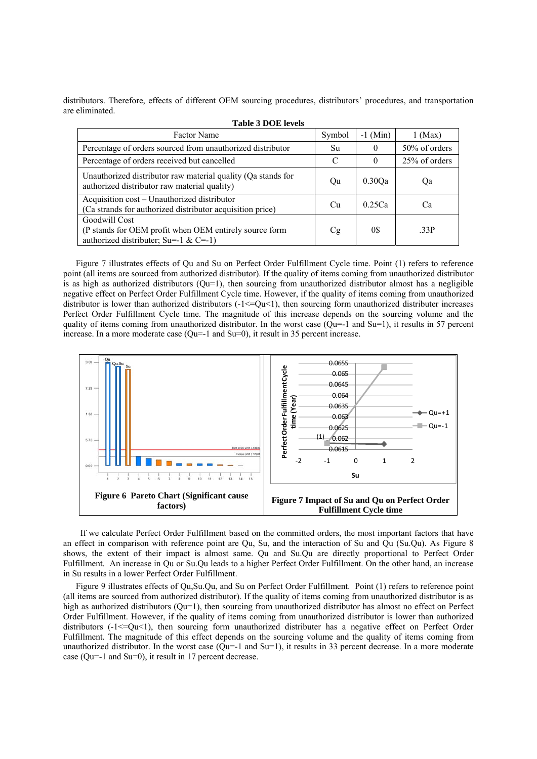distributors. Therefore, effects of different OEM sourcing procedures, distributors' procedures, and transportation are eliminated.

**Table 3 DOE levels**

| Factor Name | Symbol | -1 (Min) | 1 (Max) |
|---|---|---|---|
| Percentage of orders sourced from unauthorized distributor | Su | 0 | 50% of orders |
| Percentage of orders received but cancelled | C | 0 | 25% of orders |
| Unauthorized distributor raw material quality (Qa stands for authorized distributor raw material quality) | Qu | 0.30Qa | Qa |
| Acquisition cost – Unauthorized distributor (Ca strands for authorized distributor acquisition price) | Cu | 0.25Ca | Ca |
| Goodwill Cost (P stands for OEM profit when OEM entirely source form authorized distributer; Su=-1 & C=-1) | Cg | 0$ | .33P |

Figure 7 illustrates effects of Qu and Su on Perfect Order Fulfillment Cycle time. Point (1) refers to reference point (all items are sourced from authorized distributor). If the quality of items coming from unauthorized distributor is as high as authorized distributors (Qu=1), then sourcing from unauthorized distributor almost has a negligible negative effect on Perfect Order Fulfillment Cycle time. However, if the quality of items coming from unauthorized distributor is lower than authorized distributors (-1<=Qu<1), then sourcing form unauthorized distributer increases Perfect Order Fulfillment Cycle time. The magnitude of this increase depends on the sourcing volume and the quality of items coming from unauthorized distributor. In the worst case (Qu=-1 and Su=1), it results in 57 percent increase. In a more moderate case (Qu=-1 and Su=0), it result in 35 percent increase.

**Figure 6 Pareto Chart (Significant cause factors)**

**Figure 7 Impact of Su and Qu on Perfect Order Fulfillment Cycle time**

If we calculate Perfect Order Fulfillment based on the committed orders, the most important factors that have an effect in comparison with reference point are Qu, Su, and the interaction of Su and Qu (Su.Qu). As Figure 8 shows, the extent of their impact is almost same. Qu and Su.Qu are directly proportional to Perfect Order Fulfillment. An increase in Qu or Su.Qu leads to a higher Perfect Order Fulfillment. On the other hand, an increase in Su results in a lower Perfect Order Fulfillment.

Figure 9 illustrates effects of Qu,Su.Qu, and Su on Perfect Order Fulfillment. Point (1) refers to reference point (all items are sourced from authorized distributor). If the quality of items coming from unauthorized distributor is as high as authorized distributors (Qu=1), then sourcing from unauthorized distributor has almost no effect on Perfect Order Fulfillment. However, if the quality of items coming from unauthorized distributor is lower than authorized distributors (-1<=Qu<1), then sourcing form unauthorized distributer has a negative effect on Perfect Order Fulfillment. The magnitude of this effect depends on the sourcing volume and the quality of items coming from unauthorized distributor. In the worst case (Qu=-1 and Su=1), it results in 33 percent decrease. In a more moderate case (Qu=-1 and Su=0), it result in 17 percent decrease.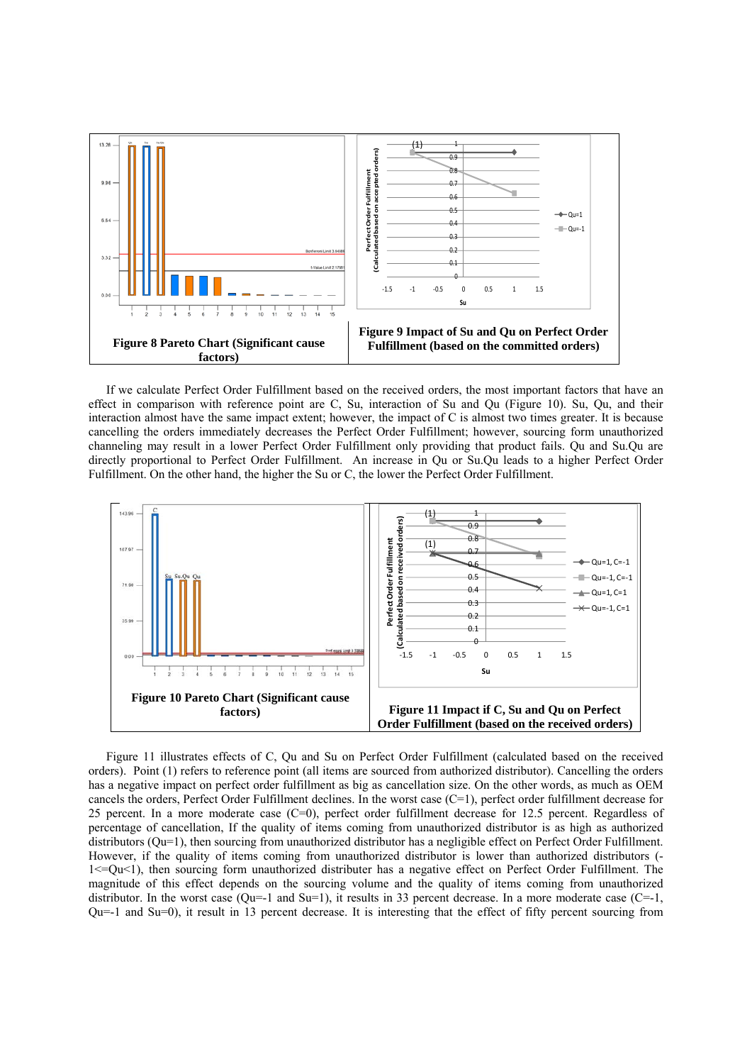**Figure 8 Pareto Chart (Significant cause factors)**

**Figure 9 Impact of Su and Qu on Perfect Order Fulfillment (based on the committed orders)**

If we calculate Perfect Order Fulfillment based on the received orders, the most important factors that have an effect in comparison with reference point are C, Su, interaction of Su and Qu (Figure 10). Su, Qu, and their interaction almost have the same impact extent; however, the impact of C is almost two times greater. It is because cancelling the orders immediately decreases the Perfect Order Fulfillment; however, sourcing form unauthorized channeling may result in a lower Perfect Order Fulfillment only providing that product fails. Qu and Su.Qu are directly proportional to Perfect Order Fulfillment. An increase in Qu or Su.Qu leads to a higher Perfect Order Fulfillment. On the other hand, the higher the Su or C, the lower the Perfect Order Fulfillment.

**Figure 10 Pareto Chart (Significant cause factors)**

**Figure 11 Impact if C, Su and Qu on Perfect Order Fulfillment (based on the received orders)**

Figure 11 illustrates effects of C, Qu and Su on Perfect Order Fulfillment (calculated based on the received orders). Point (1) refers to reference point (all items are sourced from authorized distributor). Cancelling the orders has a negative impact on perfect order fulfillment as big as cancellation size. On the other words, as much as OEM cancels the orders, Perfect Order Fulfillment declines. In the worst case (C=1), perfect order fulfillment decrease for 25 percent. In a more moderate case (C=0), perfect order fulfillment decrease for 12.5 percent. Regardless of percentage of cancellation, If the quality of items coming from unauthorized distributor is as high as authorized distributors (Qu=1), then sourcing from unauthorized distributor has a negligible effect on Perfect Order Fulfillment. However, if the quality of items coming from unauthorized distributor is lower than authorized distributors (-1<=Qu<1), then sourcing form unauthorized distributer has a negative effect on Perfect Order Fulfillment. The magnitude of this effect depends on the sourcing volume and the quality of items coming from unauthorized distributor. In the worst case (Qu=-1 and Su=1), it results in 33 percent decrease. In a more moderate case (C=-1, Qu=-1 and Su=0), it result in 13 percent decrease. It is interesting that the effect of fifty percent sourcing from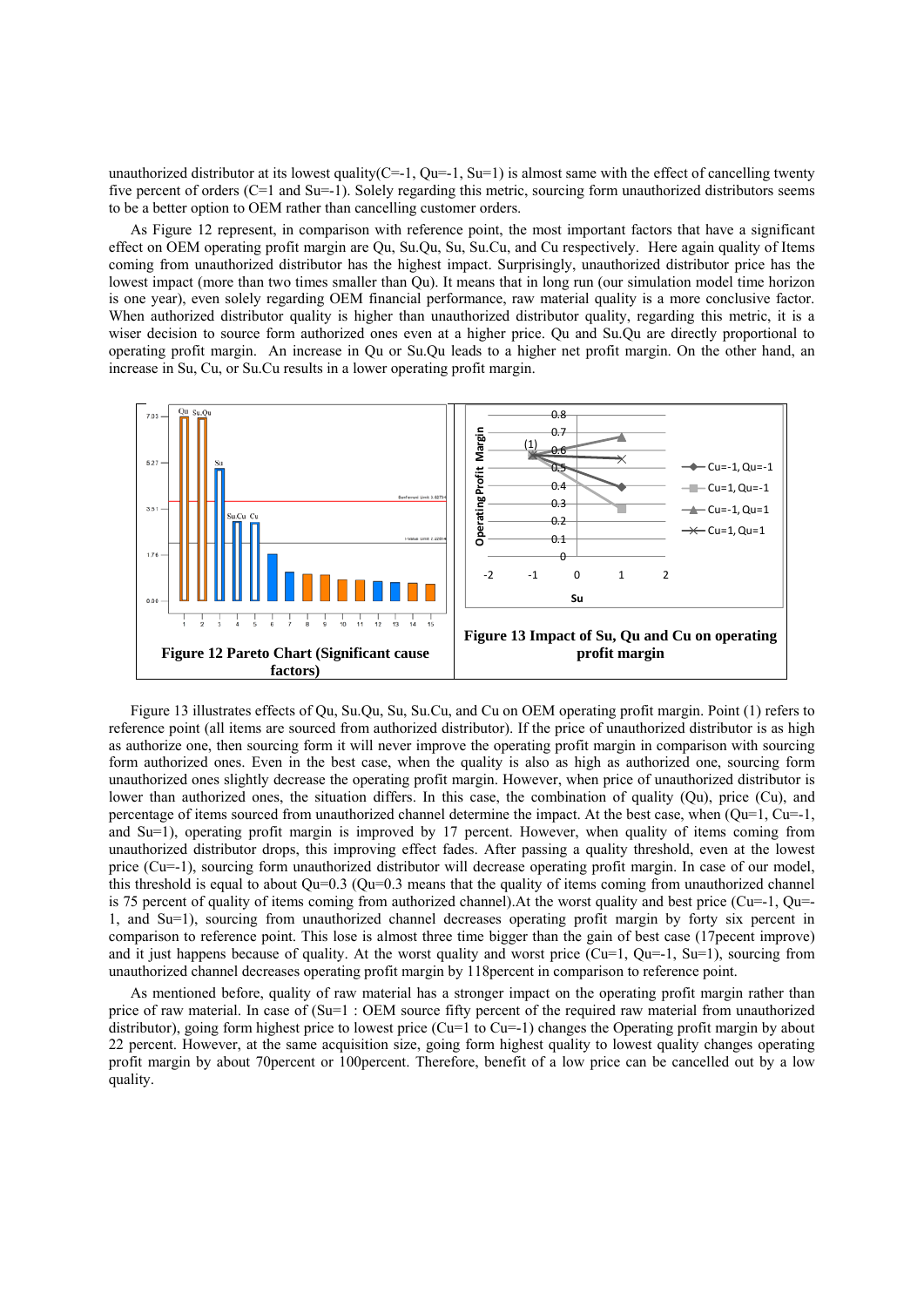unauthorized distributor at its lowest quality(C=-1, Qu=-1, Su=1) is almost same with the effect of cancelling twenty five percent of orders (C=1 and Su=-1). Solely regarding this metric, sourcing form unauthorized distributors seems to be a better option to OEM rather than cancelling customer orders.

As Figure 12 represent, in comparison with reference point, the most important factors that have a significant effect on OEM operating profit margin are Qu, Su.Qu, Su, Su.Cu, and Cu respectively. Here again quality of Items coming from unauthorized distributor has the highest impact. Surprisingly, unauthorized distributor price has the lowest impact (more than two times smaller than Qu). It means that in long run (our simulation model time horizon is one year), even solely regarding OEM financial performance, raw material quality is a more conclusive factor. When authorized distributor quality is higher than unauthorized distributor quality, regarding this metric, it is a wiser decision to source form authorized ones even at a higher price. Qu and Su.Qu are directly proportional to operating profit margin. An increase in Qu or Su.Qu leads to a higher net profit margin. On the other hand, an increase in Su, Cu, or Su.Cu results in a lower operating profit margin.

**Figure 12 Pareto Chart (Significant cause factors)**

**Figure 13 Impact of Su, Qu and Cu on operating profit margin**

Figure 13 illustrates effects of Qu, Su.Qu, Su, Su.Cu, and Cu on OEM operating profit margin. Point (1) refers to reference point (all items are sourced from authorized distributor). If the price of unauthorized distributor is as high as authorize one, then sourcing form it will never improve the operating profit margin in comparison with sourcing form authorized ones. Even in the best case, when the quality is also as high as authorized one, sourcing form unauthorized ones slightly decrease the operating profit margin. However, when price of unauthorized distributor is lower than authorized ones, the situation differs. In this case, the combination of quality (Qu), price (Cu), and percentage of items sourced from unauthorized channel determine the impact. At the best case, when (Qu=1, Cu=-1, and Su=1), operating profit margin is improved by 17 percent. However, when quality of items coming from unauthorized distributor drops, this improving effect fades. After passing a quality threshold, even at the lowest price (Cu=-1), sourcing form unauthorized distributor will decrease operating profit margin. In case of our model, this threshold is equal to about Qu=0.3 (Qu=0.3 means that the quality of items coming from unauthorized channel is 75 percent of quality of items coming from authorized channel).At the worst quality and best price (Cu=-1, Qu=-1, and Su=1), sourcing from unauthorized channel decreases operating profit margin by forty six percent in comparison to reference point. This lose is almost three time bigger than the gain of best case (17pecent improve) and it just happens because of quality. At the worst quality and worst price (Cu=1, Qu=-1, Su=1), sourcing from unauthorized channel decreases operating profit margin by 118percent in comparison to reference point.

As mentioned before, quality of raw material has a stronger impact on the operating profit margin rather than price of raw material. In case of (Su=1 : OEM source fifty percent of the required raw material from unauthorized distributor), going form highest price to lowest price (Cu=1 to Cu=-1) changes the Operating profit margin by about 22 percent. However, at the same acquisition size, going form highest quality to lowest quality changes operating profit margin by about 70percent or 100percent. Therefore, benefit of a low price can be cancelled out by a low quality.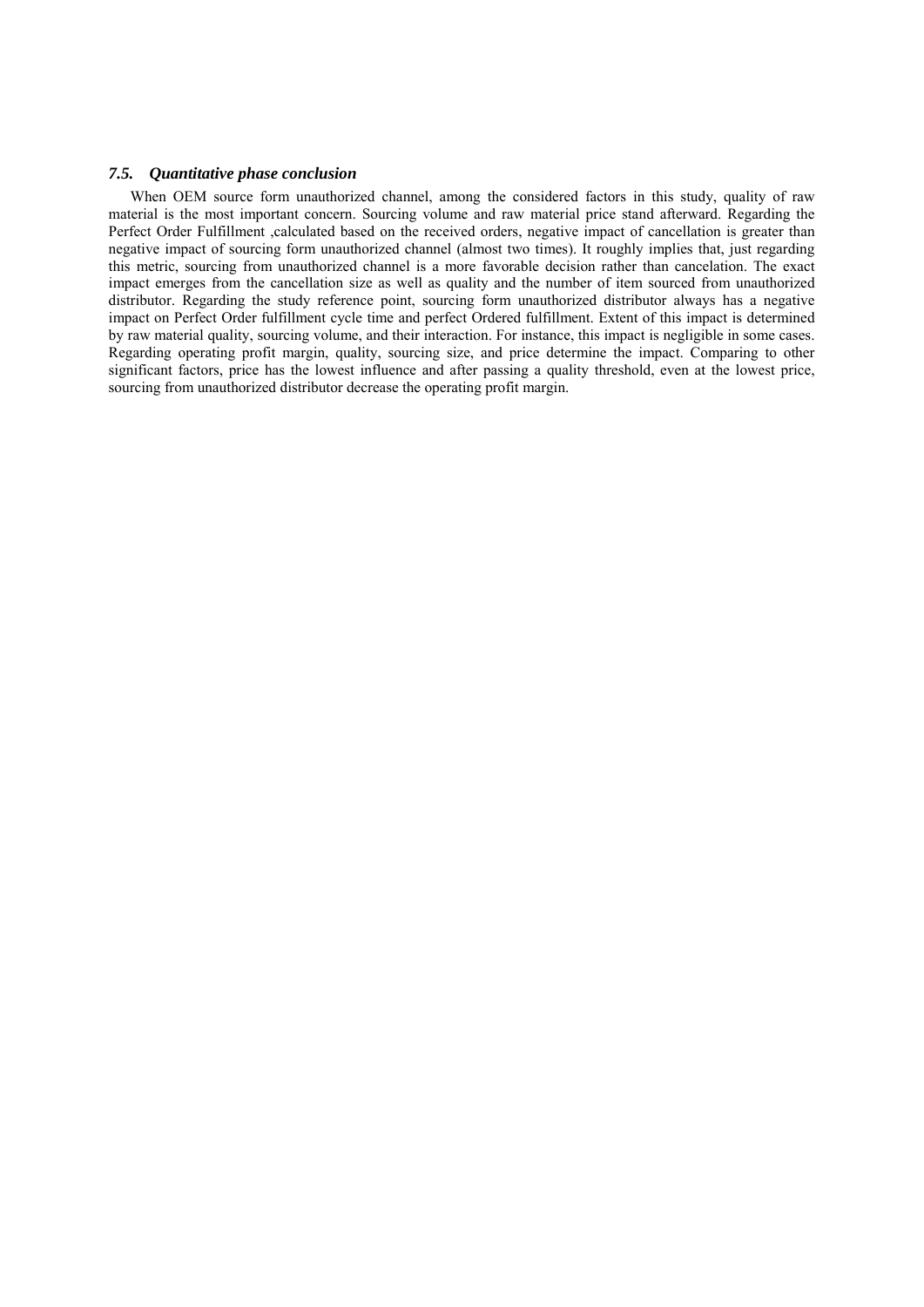### *7.5. Quantitative phase conclusion*

When OEM source form unauthorized channel, among the considered factors in this study, quality of raw material is the most important concern. Sourcing volume and raw material price stand afterward. Regarding the Perfect Order Fulfillment ,calculated based on the received orders, negative impact of cancellation is greater than negative impact of sourcing form unauthorized channel (almost two times). It roughly implies that, just regarding this metric, sourcing from unauthorized channel is a more favorable decision rather than cancelation. The exact impact emerges from the cancellation size as well as quality and the number of item sourced from unauthorized distributor. Regarding the study reference point, sourcing form unauthorized distributor always has a negative impact on Perfect Order fulfillment cycle time and perfect Ordered fulfillment. Extent of this impact is determined by raw material quality, sourcing volume, and their interaction. For instance, this impact is negligible in some cases. Regarding operating profit margin, quality, sourcing size, and price determine the impact. Comparing to other significant factors, price has the lowest influence and after passing a quality threshold, even at the lowest price, sourcing from unauthorized distributor decrease the operating profit margin.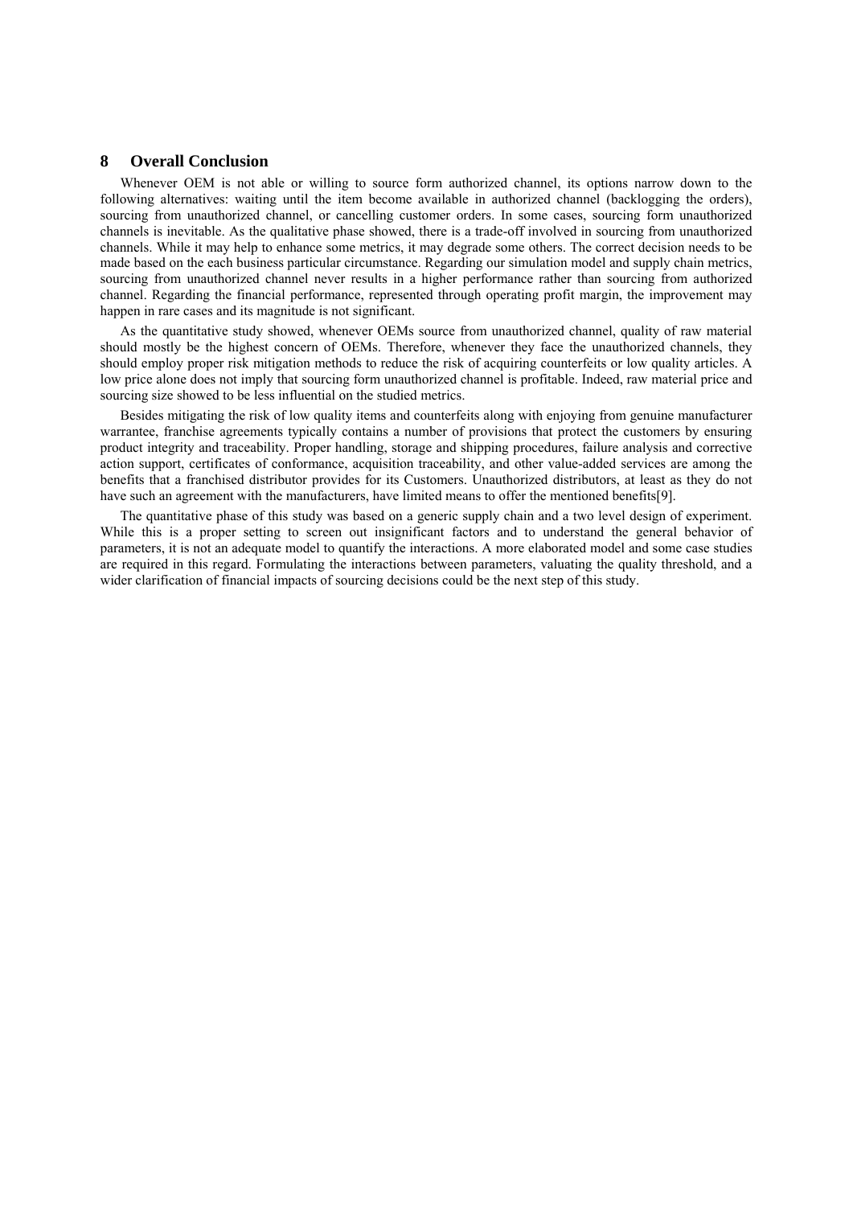## 8 Overall Conclusion

Whenever OEM is not able or willing to source form authorized channel, its options narrow down to the following alternatives: waiting until the item become available in authorized channel (backlogging the orders), sourcing from unauthorized channel, or cancelling customer orders. In some cases, sourcing form unauthorized channels is inevitable. As the qualitative phase showed, there is a trade-off involved in sourcing from unauthorized channels. While it may help to enhance some metrics, it may degrade some others. The correct decision needs to be made based on the each business particular circumstance. Regarding our simulation model and supply chain metrics, sourcing from unauthorized channel never results in a higher performance rather than sourcing from authorized channel. Regarding the financial performance, represented through operating profit margin, the improvement may happen in rare cases and its magnitude is not significant.

As the quantitative study showed, whenever OEMs source from unauthorized channel, quality of raw material should mostly be the highest concern of OEMs. Therefore, whenever they face the unauthorized channels, they should employ proper risk mitigation methods to reduce the risk of acquiring counterfeits or low quality articles. A low price alone does not imply that sourcing form unauthorized channel is profitable. Indeed, raw material price and sourcing size showed to be less influential on the studied metrics.

Besides mitigating the risk of low quality items and counterfeits along with enjoying from genuine manufacturer warrantee, franchise agreements typically contains a number of provisions that protect the customers by ensuring product integrity and traceability. Proper handling, storage and shipping procedures, failure analysis and corrective action support, certificates of conformance, acquisition traceability, and other value-added services are among the benefits that a franchised distributor provides for its Customers. Unauthorized distributors, at least as they do not have such an agreement with the manufacturers, have limited means to offer the mentioned benefits[9].

The quantitative phase of this study was based on a generic supply chain and a two level design of experiment. While this is a proper setting to screen out insignificant factors and to understand the general behavior of parameters, it is not an adequate model to quantify the interactions. A more elaborated model and some case studies are required in this regard. Formulating the interactions between parameters, valuating the quality threshold, and a wider clarification of financial impacts of sourcing decisions could be the next step of this study.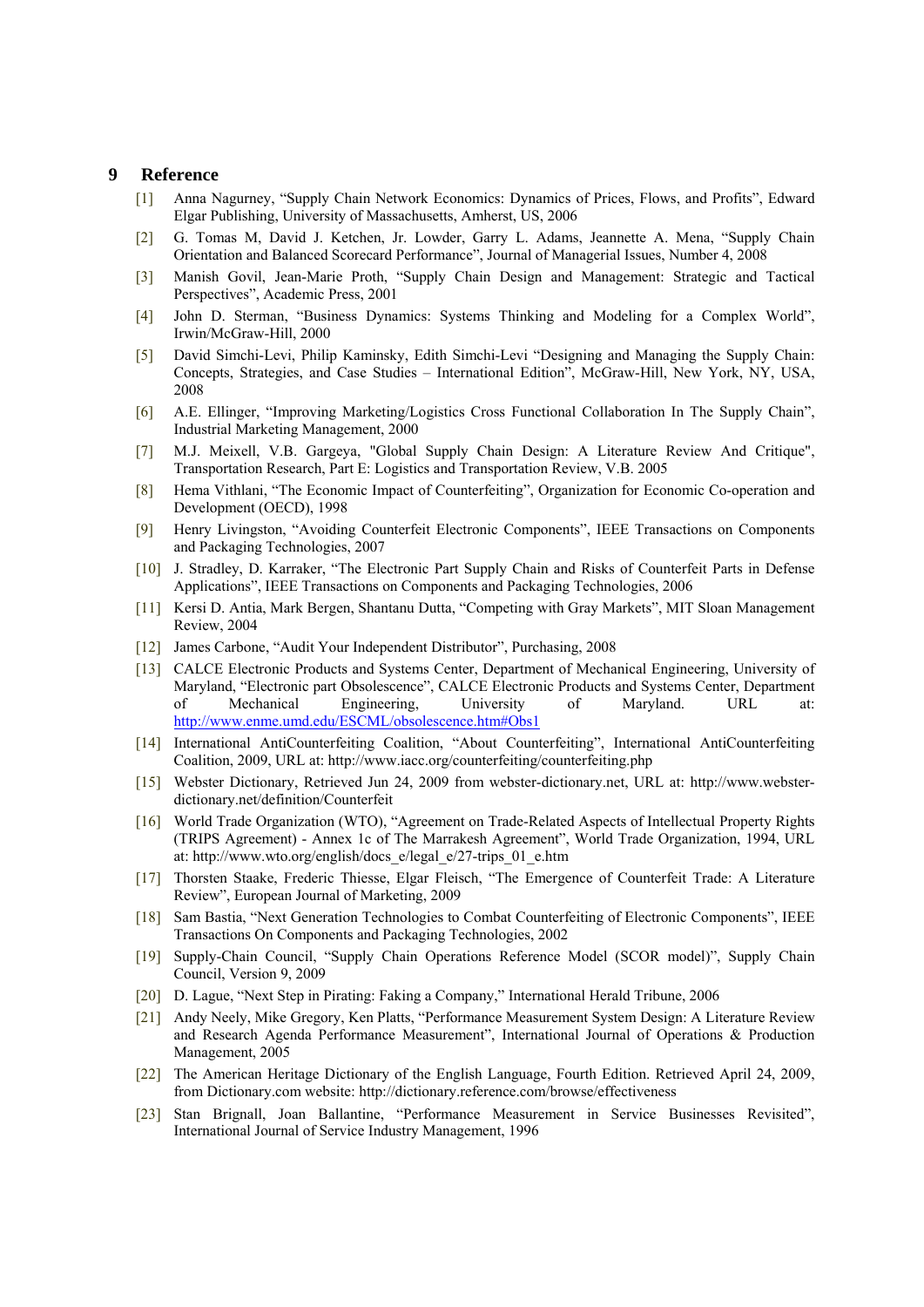## 9 Reference

[1] Anna Nagurney, "Supply Chain Network Economics: Dynamics of Prices, Flows, and Profits", Edward Elgar Publishing, University of Massachusetts, Amherst, US, 2006

[2] G. Tomas M, David J. Ketchen, Jr. Lowder, Garry L. Adams, Jeannette A. Mena, "Supply Chain Orientation and Balanced Scorecard Performance", Journal of Managerial Issues, Number 4, 2008

[3] Manish Govil, Jean-Marie Proth, "Supply Chain Design and Management: Strategic and Tactical Perspectives", Academic Press, 2001

[4] John D. Sterman, "Business Dynamics: Systems Thinking and Modeling for a Complex World", Irwin/McGraw-Hill, 2000

[5] David Simchi-Levi, Philip Kaminsky, Edith Simchi-Levi "Designing and Managing the Supply Chain: Concepts, Strategies, and Case Studies – International Edition", McGraw-Hill, New York, NY, USA, 2008

[6] A.E. Ellinger, "Improving Marketing/Logistics Cross Functional Collaboration In The Supply Chain", Industrial Marketing Management, 2000

[7] M.J. Meixell, V.B. Gargeya, "Global Supply Chain Design: A Literature Review And Critique", Transportation Research, Part E: Logistics and Transportation Review, V.B. 2005

[8] Hema Vithlani, "The Economic Impact of Counterfeiting", Organization for Economic Co-operation and Development (OECD), 1998

[9] Henry Livingston, "Avoiding Counterfeit Electronic Components", IEEE Transactions on Components and Packaging Technologies, 2007

[10] J. Stradley, D. Karraker, "The Electronic Part Supply Chain and Risks of Counterfeit Parts in Defense Applications", IEEE Transactions on Components and Packaging Technologies, 2006

[11] Kersi D. Antia, Mark Bergen, Shantanu Dutta, "Competing with Gray Markets", MIT Sloan Management Review, 2004

[12] James Carbone, "Audit Your Independent Distributor", Purchasing, 2008

[13] CALCE Electronic Products and Systems Center, Department of Mechanical Engineering, University of Maryland, "Electronic part Obsolescence", CALCE Electronic Products and Systems Center, Department of Mechanical Engineering, University of Maryland. URL at: http://www.enme.umd.edu/ESCML/obsolescence.htm#Obs1

[14] International AntiCounterfeiting Coalition, "About Counterfeiting", International AntiCounterfeiting Coalition, 2009, URL at: http://www.iacc.org/counterfeiting/counterfeiting.php

[15] Webster Dictionary, Retrieved Jun 24, 2009 from webster-dictionary.net, URL at: http://www.webster-dictionary.net/definition/Counterfeit

[16] World Trade Organization (WTO), "Agreement on Trade-Related Aspects of Intellectual Property Rights (TRIPS Agreement) - Annex 1c of The Marrakesh Agreement", World Trade Organization, 1994, URL at: http://www.wto.org/english/docs_e/legal_e/27-trips_01_e.htm

[17] Thorsten Staake, Frederic Thiesse, Elgar Fleisch, "The Emergence of Counterfeit Trade: A Literature Review", European Journal of Marketing, 2009

[18] Sam Bastia, "Next Generation Technologies to Combat Counterfeiting of Electronic Components", IEEE Transactions On Components and Packaging Technologies, 2002

[19] Supply-Chain Council, "Supply Chain Operations Reference Model (SCOR model)", Supply Chain Council, Version 9, 2009

[20] D. Lague, "Next Step in Pirating: Faking a Company," International Herald Tribune, 2006

[21] Andy Neely, Mike Gregory, Ken Platts, "Performance Measurement System Design: A Literature Review and Research Agenda Performance Measurement", International Journal of Operations & Production Management, 2005

[22] The American Heritage Dictionary of the English Language, Fourth Edition. Retrieved April 24, 2009, from Dictionary.com website: http://dictionary.reference.com/browse/effectiveness

[23] Stan Brignall, Joan Ballantine, "Performance Measurement in Service Businesses Revisited", International Journal of Service Industry Management, 1996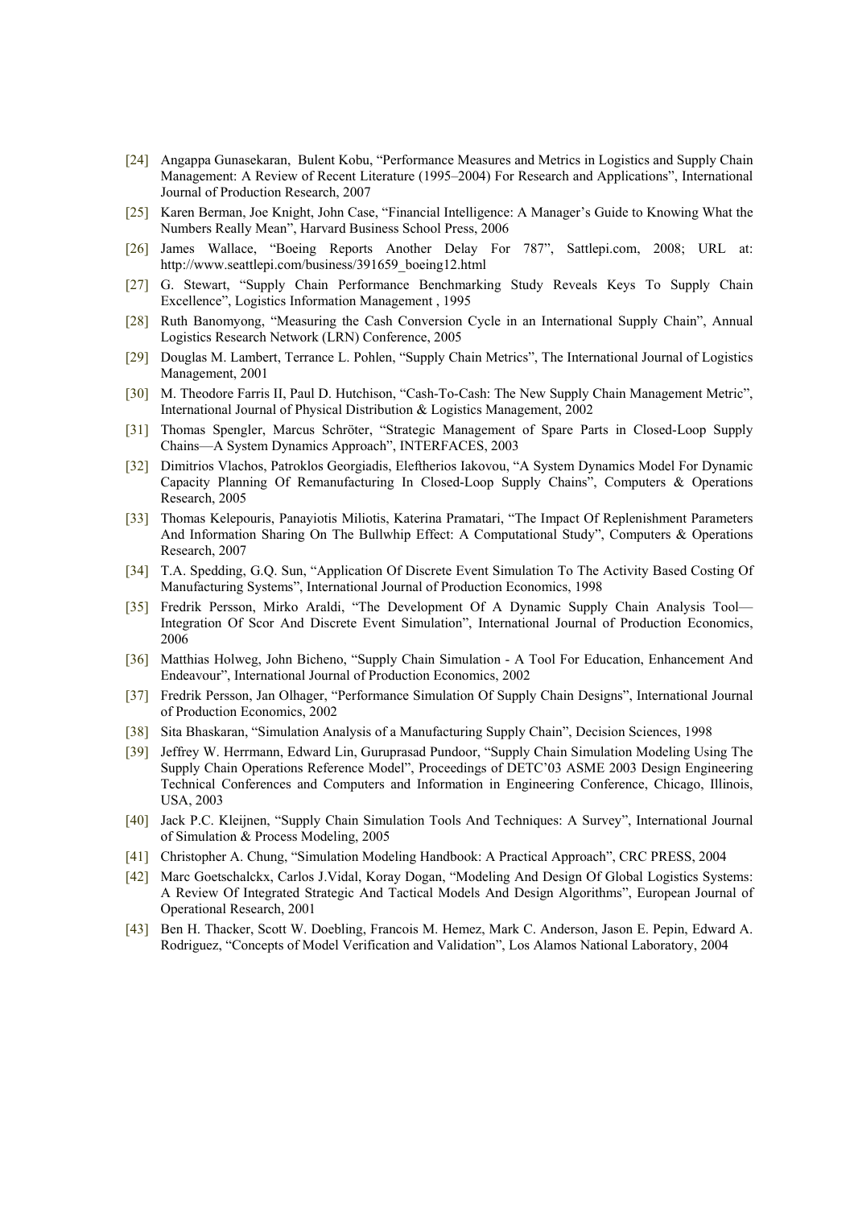[24] Angappa Gunasekaran, Bulent Kobu, “Performance Measures and Metrics in Logistics and Supply Chain Management: A Review of Recent Literature (1995–2004) For Research and Applications”, International Journal of Production Research, 2007

[25] Karen Berman, Joe Knight, John Case, “Financial Intelligence: A Manager’s Guide to Knowing What the Numbers Really Mean”, Harvard Business School Press, 2006

[26] James Wallace, “Boeing Reports Another Delay For 787”, Sattlepi.com, 2008; URL at: http://www.seattlepi.com/business/391659_boeing12.html

[27] G. Stewart, “Supply Chain Performance Benchmarking Study Reveals Keys To Supply Chain Excellence”, Logistics Information Management , 1995

[28] Ruth Banomyong, “Measuring the Cash Conversion Cycle in an International Supply Chain”, Annual Logistics Research Network (LRN) Conference, 2005

[29] Douglas M. Lambert, Terrance L. Pohlen, “Supply Chain Metrics”, The International Journal of Logistics Management, 2001

[30] M. Theodore Farris II, Paul D. Hutchison, “Cash-To-Cash: The New Supply Chain Management Metric”, International Journal of Physical Distribution & Logistics Management, 2002

[31] Thomas Spengler, Marcus Schröter, “Strategic Management of Spare Parts in Closed-Loop Supply Chains—A System Dynamics Approach”, INTERFACES, 2003

[32] Dimitrios Vlachos, Patroklos Georgiadis, Eleftherios Iakovou, “A System Dynamics Model For Dynamic Capacity Planning Of Remanufacturing In Closed-Loop Supply Chains”, Computers & Operations Research, 2005

[33] Thomas Kelepouris, Panayiotis Miliotis, Katerina Pramatari, “The Impact Of Replenishment Parameters And Information Sharing On The Bullwhip Effect: A Computational Study”, Computers & Operations Research, 2007

[34] T.A. Spedding, G.Q. Sun, “Application Of Discrete Event Simulation To The Activity Based Costing Of Manufacturing Systems”, International Journal of Production Economics, 1998

[35] Fredrik Persson, Mirko Araldi, “The Development Of A Dynamic Supply Chain Analysis Tool—Integration Of Scor And Discrete Event Simulation”, International Journal of Production Economics, 2006

[36] Matthias Holweg, John Bicheno, “Supply Chain Simulation - A Tool For Education, Enhancement And Endeavour”, International Journal of Production Economics, 2002

[37] Fredrik Persson, Jan Olhager, “Performance Simulation Of Supply Chain Designs”, International Journal of Production Economics, 2002

[38] Sita Bhaskaran, “Simulation Analysis of a Manufacturing Supply Chain”, Decision Sciences, 1998

[39] Jeffrey W. Herrmann, Edward Lin, Guruprasad Pundoor, “Supply Chain Simulation Modeling Using The Supply Chain Operations Reference Model”, Proceedings of DETC’03 ASME 2003 Design Engineering Technical Conferences and Computers and Information in Engineering Conference, Chicago, Illinois, USA, 2003

[40] Jack P.C. Kleijnen, “Supply Chain Simulation Tools And Techniques: A Survey”, International Journal of Simulation & Process Modeling, 2005

[41] Christopher A. Chung, “Simulation Modeling Handbook: A Practical Approach”, CRC PRESS, 2004

[42] Marc Goetschalckx, Carlos J.Vidal, Koray Dogan, “Modeling And Design Of Global Logistics Systems: A Review Of Integrated Strategic And Tactical Models And Design Algorithms”, European Journal of Operational Research, 2001

[43] Ben H. Thacker, Scott W. Doebling, Francois M. Hemez, Mark C. Anderson, Jason E. Pepin, Edward A. Rodriguez, “Concepts of Model Verification and Validation”, Los Alamos National Laboratory, 2004